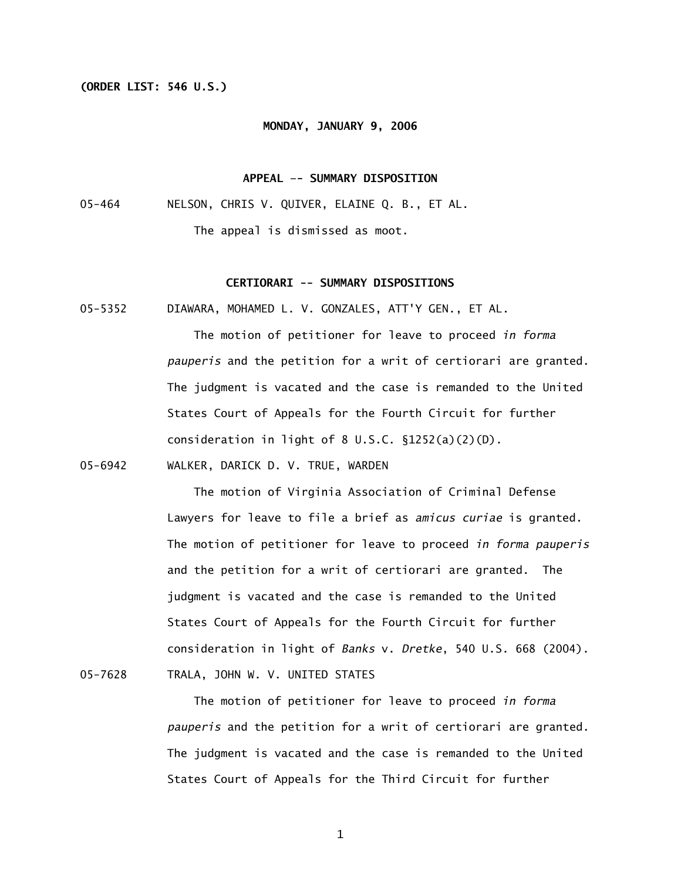**(ORDER LIST: 546 U.S.)**

**MONDAY, JANUARY 9, 2006**

## APPEAL -- SUMMARY DISPOSITION

05-464 NELSON, CHRIS V. QUIVER, ELAINE Q. B., ET AL.

The appeal is dismissed as moot.

## CERTIORARI -- SUMMARY DISPOSITIONS

05-5352 DIAWARA, MOHAMED L. V. GONZALES, ATT'Y GEN., ET AL.

The motion of petitioner for leave to proceed *in forma pauperis* and the petition for a writ of certiorari are granted. The judgment is vacated and the case is remanded to the United States Court of Appeals for the Fourth Circuit for further consideration in light of 8 U.S.C. §1252(a)(2)(D).

05-6942 WALKER, DARICK D. V. TRUE, WARDEN

The motion of Virginia Association of Criminal Defense Lawyers for leave to file a brief as *amicus curiae* is granted. The motion of petitioner for leave to proceed *in forma pauperis* and the petition for a writ of certiorari are granted. The judgment is vacated and the case is remanded to the United States Court of Appeals for the Fourth Circuit for further consideration in light of *Banks* v. *Dretke*, 540 U.S. 668 (2004).

05-7628 TRALA, JOHN W. V. UNITED STATES

The motion of petitioner for leave to proceed *in forma pauperis* and the petition for a writ of certiorari are granted. The judgment is vacated and the case is remanded to the United States Court of Appeals for the Third Circuit for further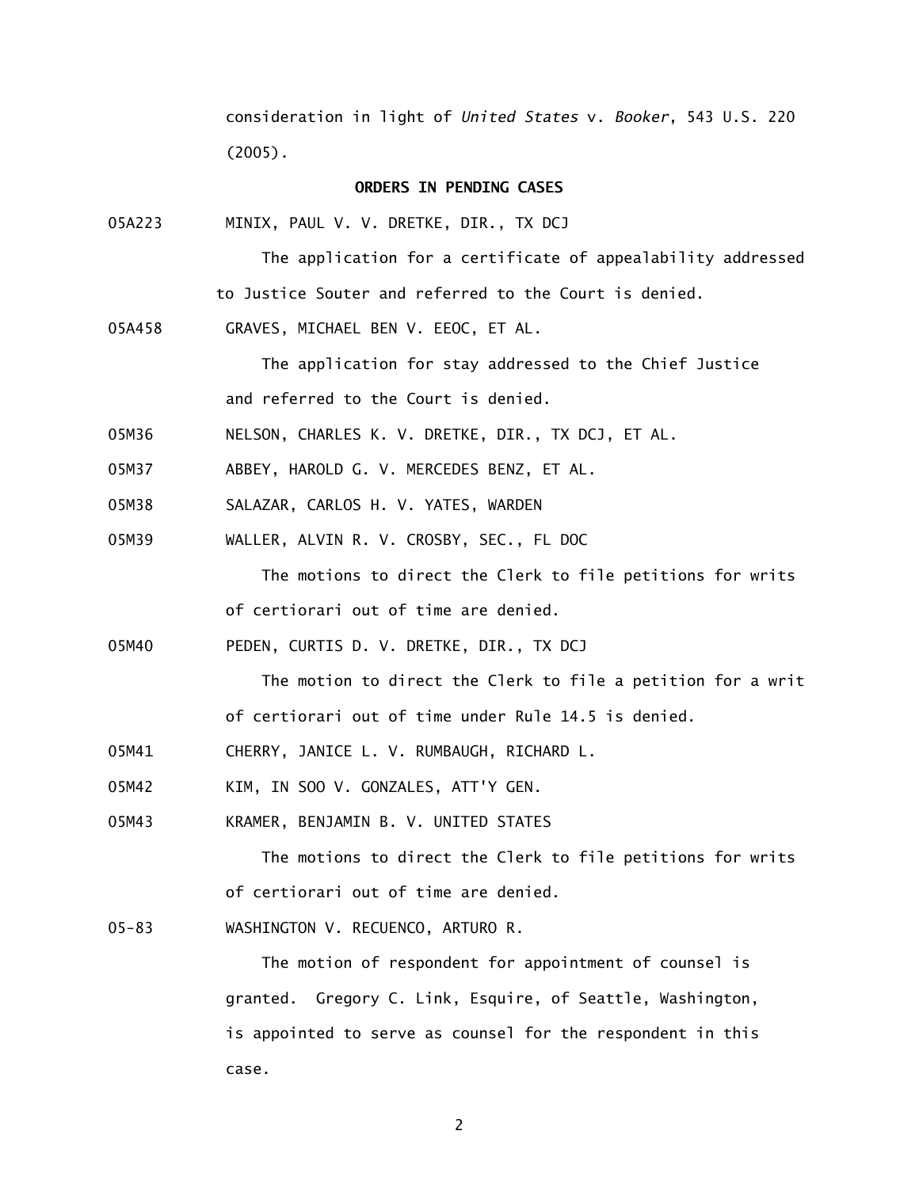consideration in light of *United States* v. *Booker*, 543 U.S. 220 (2005).

## ORDERS IN PENDING CASES

05A223 MINIX, PAUL V. V. DRETKE, DIR., TX DCJ

The application for a certificate of appealability addressed to Justice Souter and referred to the Court is denied.

05A458 GRAVES, MICHAEL BEN V. EEOC, ET AL.

The application for stay addressed to the Chief Justice and referred to the Court is denied.

05M36 NELSON, CHARLES K. V. DRETKE, DIR., TX DCJ, ET AL.

05M37 ABBEY, HAROLD G. V. MERCEDES BENZ, ET AL.

05M38 SALAZAR, CARLOS H. V. YATES, WARDEN

05M39 WALLER, ALVIN R. V. CROSBY, SEC., FL DOC

The motions to direct the Clerk to file petitions for writs of certiorari out of time are denied.

05M40 PEDEN, CURTIS D. V. DRETKE, DIR., TX DCJ

The motion to direct the Clerk to file a petition for a writ of certiorari out of time under Rule 14.5 is denied.

05M41 CHERRY, JANICE L. V. RUMBAUGH, RICHARD L.

05M42 KIM, IN SOO V. GONZALES, ATT'Y GEN.

05M43 KRAMER, BENJAMIN B. V. UNITED STATES

The motions to direct the Clerk to file petitions for writs of certiorari out of time are denied.

05-83 WASHINGTON V. RECUENCO, ARTURO R.

The motion of respondent for appointment of counsel is granted. Gregory C. Link, Esquire, of Seattle, Washington, is appointed to serve as counsel for the respondent in this case.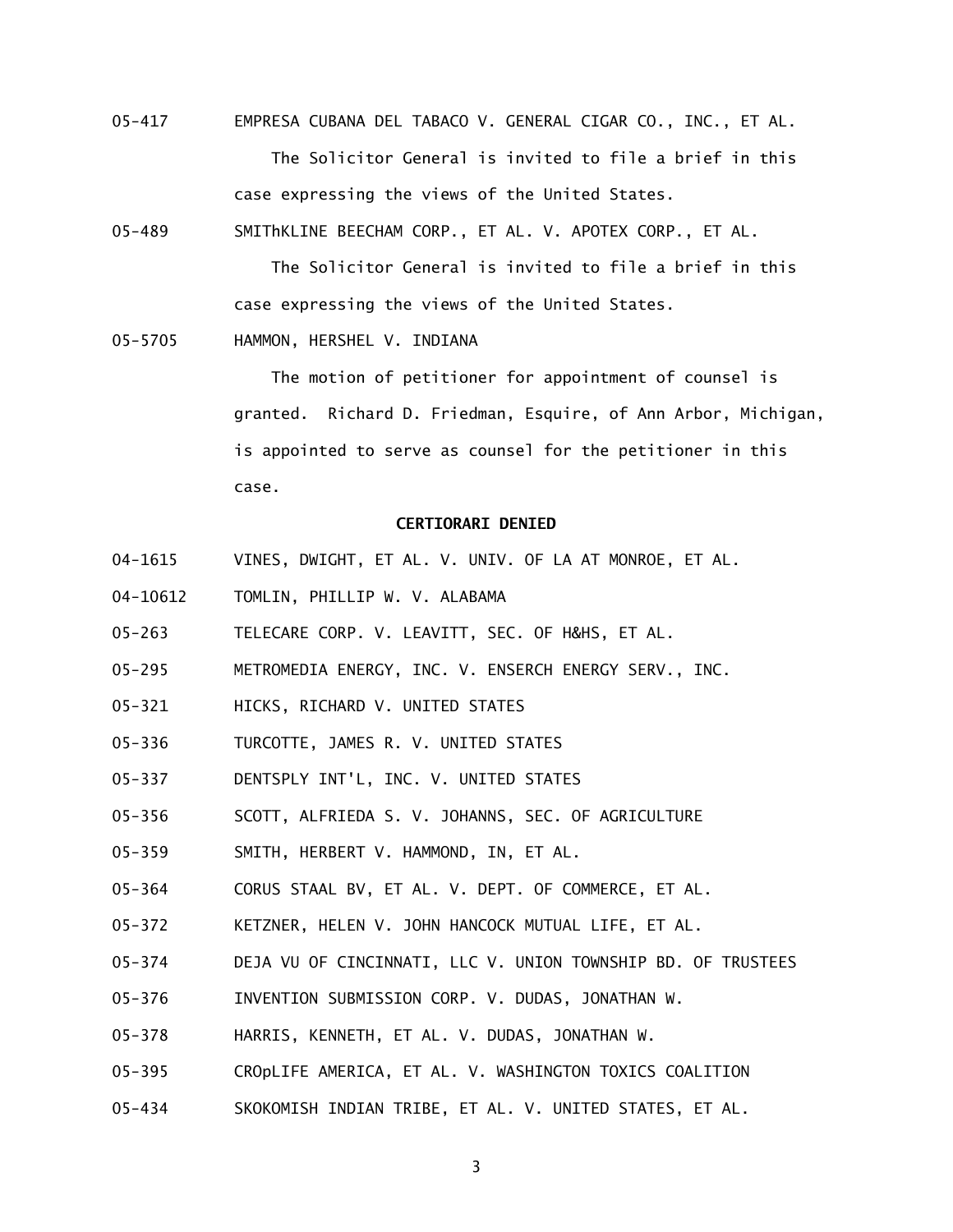05-417 EMPRESA CUBANA DEL TABACO V. GENERAL CIGAR CO., INC., ET AL.

The Solicitor General is invited to file a brief in this case expressing the views of the United States.

05-489 SMIThKLINE BEECHAM CORP., ET AL. V. APOTEX CORP., ET AL.

The Solicitor General is invited to file a brief in this case expressing the views of the United States.

05-5705 HAMMON, HERSHEL V. INDIANA

The motion of petitioner for appointment of counsel is granted. Richard D. Friedman, Esquire, of Ann Arbor, Michigan, is appointed to serve as counsel for the petitioner in this case.

**CERTIORARI DENIED**

04-1615 VINES, DWIGHT, ET AL. V. UNIV. OF LA AT MONROE, ET AL.

04-10612 TOMLIN, PHILLIP W. V. ALABAMA

05-263 TELECARE CORP. V. LEAVITT, SEC. OF H&HS, ET AL.

05-295 METROMEDIA ENERGY, INC. V. ENSERCH ENERGY SERV., INC.

05-321 HICKS, RICHARD V. UNITED STATES

05-336 TURCOTTE, JAMES R. V. UNITED STATES

05-337 DENTSPLY INT'L, INC. V. UNITED STATES

05-356 SCOTT, ALFRIEDA S. V. JOHANNS, SEC. OF AGRICULTURE

05-359 SMITH, HERBERT V. HAMMOND, IN, ET AL.

05-364 CORUS STAAL BV, ET AL. V. DEPT. OF COMMERCE, ET AL.

05-372 KETZNER, HELEN V. JOHN HANCOCK MUTUAL LIFE, ET AL.

05-374 DEJA VU OF CINCINNATI, LLC V. UNION TOWNSHIP BD. OF TRUSTEES

05-376 INVENTION SUBMISSION CORP. V. DUDAS, JONATHAN W.

05-378 HARRIS, KENNETH, ET AL. V. DUDAS, JONATHAN W.

05-395 CROpLIFE AMERICA, ET AL. V. WASHINGTON TOXICS COALITION

05-434 SKOKOMISH INDIAN TRIBE, ET AL. V. UNITED STATES, ET AL.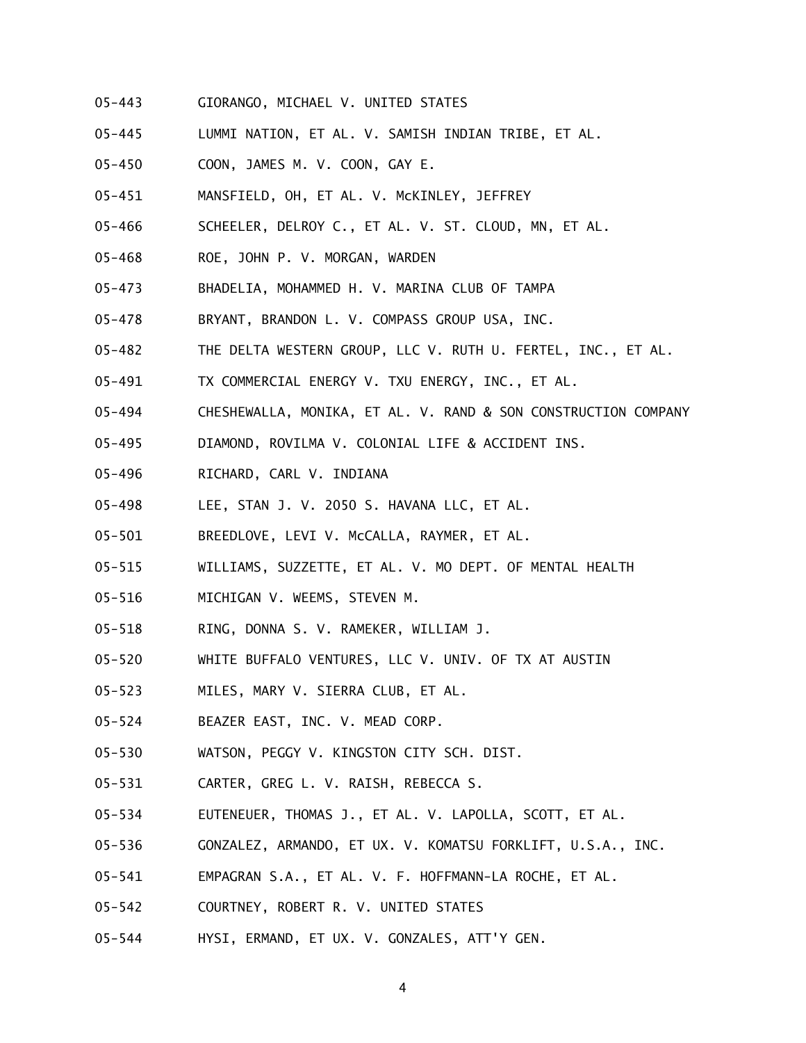05-443 GIORANGO, MICHAEL V. UNITED STATES

05-445 LUMMI NATION, ET AL. V. SAMISH INDIAN TRIBE, ET AL.

05-450 COON, JAMES M. V. COON, GAY E.

05-451 MANSFIELD, OH, ET AL. V. McKINLEY, JEFFREY

05-466 SCHEELER, DELROY C., ET AL. V. ST. CLOUD, MN, ET AL.

05-468 ROE, JOHN P. V. MORGAN, WARDEN

05-473 BHADELIA, MOHAMMED H. V. MARINA CLUB OF TAMPA

05-478 BRYANT, BRANDON L. V. COMPASS GROUP USA, INC.

05-482 THE DELTA WESTERN GROUP, LLC V. RUTH U. FERTEL, INC., ET AL.

05-491 TX COMMERCIAL ENERGY V. TXU ENERGY, INC., ET AL.

05-494 CHESHEWALLA, MONIKA, ET AL. V. RAND & SON CONSTRUCTION COMPANY

05-495 DIAMOND, ROVILMA V. COLONIAL LIFE & ACCIDENT INS.

05-496 RICHARD, CARL V. INDIANA

05-498 LEE, STAN J. V. 2050 S. HAVANA LLC, ET AL.

05-501 BREEDLOVE, LEVI V. McCALLA, RAYMER, ET AL.

05-515 WILLIAMS, SUZZETTE, ET AL. V. MO DEPT. OF MENTAL HEALTH

05-516 MICHIGAN V. WEEMS, STEVEN M.

05-518 RING, DONNA S. V. RAMEKER, WILLIAM J.

05-520 WHITE BUFFALO VENTURES, LLC V. UNIV. OF TX AT AUSTIN

05-523 MILES, MARY V. SIERRA CLUB, ET AL.

05-524 BEAZER EAST, INC. V. MEAD CORP.

05-530 WATSON, PEGGY V. KINGSTON CITY SCH. DIST.

05-531 CARTER, GREG L. V. RAISH, REBECCA S.

05-534 EUTENEUER, THOMAS J., ET AL. V. LAPOLLA, SCOTT, ET AL.

05-536 GONZALEZ, ARMANDO, ET UX. V. KOMATSU FORKLIFT, U.S.A., INC.

05-541 EMPAGRAN S.A., ET AL. V. F. HOFFMANN-LA ROCHE, ET AL.

05-542 COURTNEY, ROBERT R. V. UNITED STATES

05-544 HYSI, ERMAND, ET UX. V. GONZALES, ATT'Y GEN.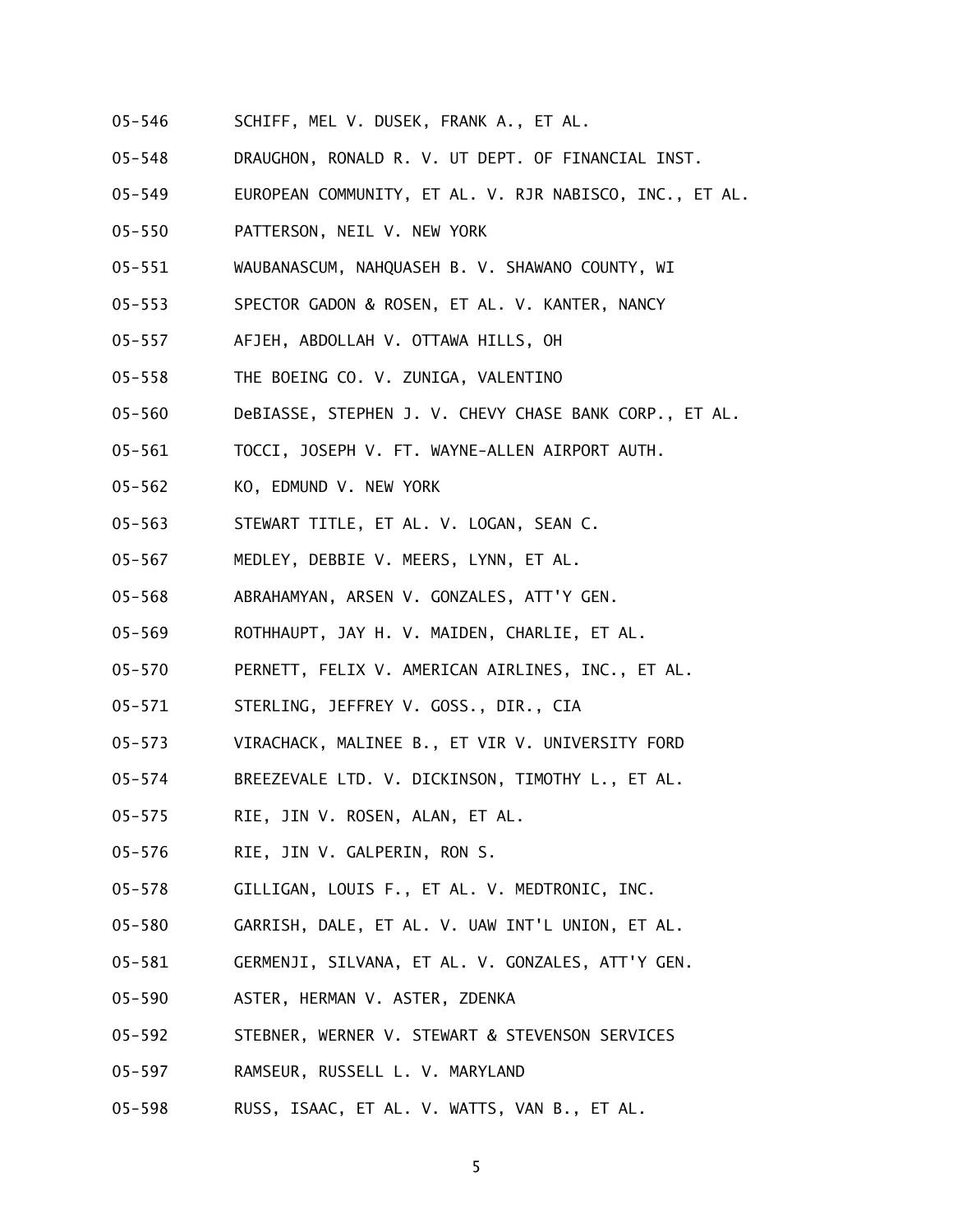05-546 SCHIFF, MEL V. DUSEK, FRANK A., ET AL.

05-548 DRAUGHON, RONALD R. V. UT DEPT. OF FINANCIAL INST.

05-549 EUROPEAN COMMUNITY, ET AL. V. RJR NABISCO, INC., ET AL.

05-550 PATTERSON, NEIL V. NEW YORK

05-551 WAUBANASCUM, NAHQUASEH B. V. SHAWANO COUNTY, WI

05-553 SPECTOR GADON & ROSEN, ET AL. V. KANTER, NANCY

05-557 AFJEH, ABDOLLAH V. OTTAWA HILLS, OH

05-558 THE BOEING CO. V. ZUNIGA, VALENTINO

05-560 DeBIASSE, STEPHEN J. V. CHEVY CHASE BANK CORP., ET AL.

05-561 TOCCI, JOSEPH V. FT. WAYNE-ALLEN AIRPORT AUTH.

05-562 KO, EDMUND V. NEW YORK

05-563 STEWART TITLE, ET AL. V. LOGAN, SEAN C.

05-567 MEDLEY, DEBBIE V. MEERS, LYNN, ET AL.

05-568 ABRAHAMYAN, ARSEN V. GONZALES, ATT'Y GEN.

05-569 ROTHHAUPT, JAY H. V. MAIDEN, CHARLIE, ET AL.

05-570 PERNETT, FELIX V. AMERICAN AIRLINES, INC., ET AL.

05-571 STERLING, JEFFREY V. GOSS., DIR., CIA

05-573 VIRACHACK, MALINEE B., ET VIR V. UNIVERSITY FORD

05-574 BREEZEVALE LTD. V. DICKINSON, TIMOTHY L., ET AL.

05-575 RIE, JIN V. ROSEN, ALAN, ET AL.

05-576 RIE, JIN V. GALPERIN, RON S.

05-578 GILLIGAN, LOUIS F., ET AL. V. MEDTRONIC, INC.

05-580 GARRISH, DALE, ET AL. V. UAW INT'L UNION, ET AL.

05-581 GERMENJI, SILVANA, ET AL. V. GONZALES, ATT'Y GEN.

05-590 ASTER, HERMAN V. ASTER, ZDENKA

05-592 STEBNER, WERNER V. STEWART & STEVENSON SERVICES

05-597 RAMSEUR, RUSSELL L. V. MARYLAND

05-598 RUSS, ISAAC, ET AL. V. WATTS, VAN B., ET AL.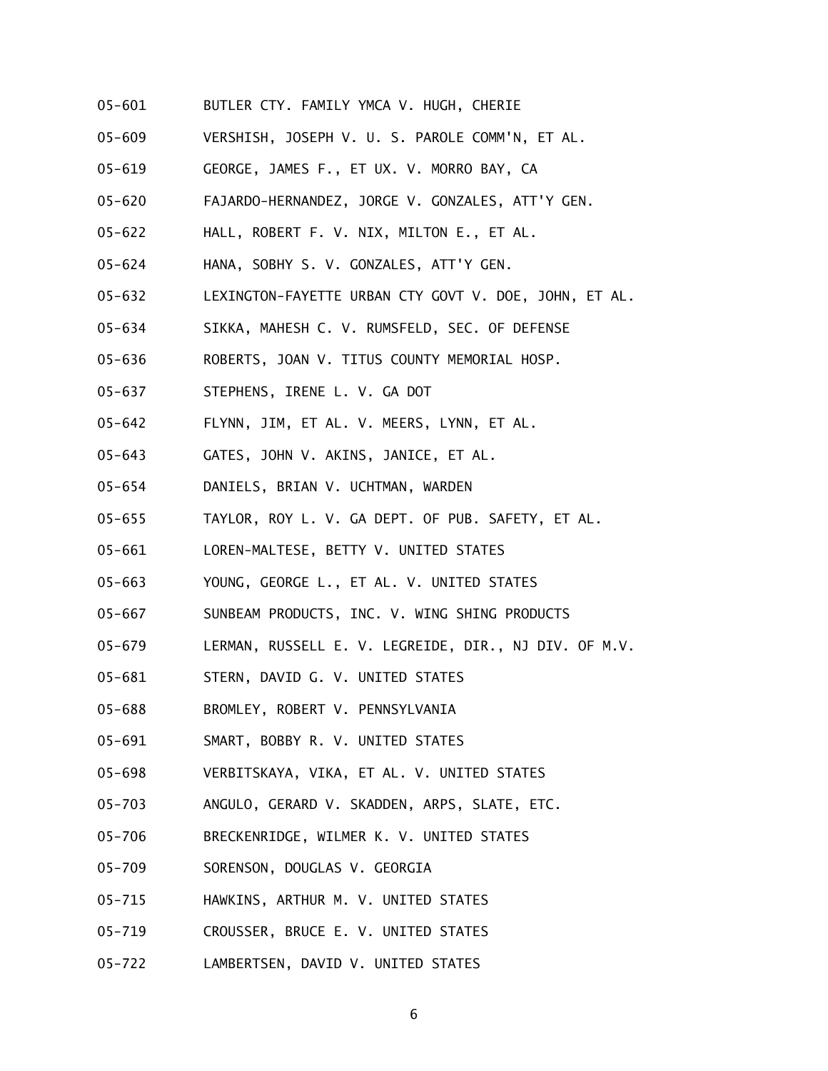05-601 BUTLER CTY. FAMILY YMCA V. HUGH, CHERIE

05-609 VERSHISH, JOSEPH V. U. S. PAROLE COMM'N, ET AL.

05-619 GEORGE, JAMES F., ET UX. V. MORRO BAY, CA

05-620 FAJARDO-HERNANDEZ, JORGE V. GONZALES, ATT'Y GEN.

05-622 HALL, ROBERT F. V. NIX, MILTON E., ET AL.

05-624 HANA, SOBHY S. V. GONZALES, ATT'Y GEN.

05-632 LEXINGTON-FAYETTE URBAN CTY GOVT V. DOE, JOHN, ET AL.

05-634 SIKKA, MAHESH C. V. RUMSFELD, SEC. OF DEFENSE

05-636 ROBERTS, JOAN V. TITUS COUNTY MEMORIAL HOSP.

05-637 STEPHENS, IRENE L. V. GA DOT

05-642 FLYNN, JIM, ET AL. V. MEERS, LYNN, ET AL.

05-643 GATES, JOHN V. AKINS, JANICE, ET AL.

05-654 DANIELS, BRIAN V. UCHTMAN, WARDEN

05-655 TAYLOR, ROY L. V. GA DEPT. OF PUB. SAFETY, ET AL.

05-661 LOREN-MALTESE, BETTY V. UNITED STATES

05-663 YOUNG, GEORGE L., ET AL. V. UNITED STATES

05-667 SUNBEAM PRODUCTS, INC. V. WING SHING PRODUCTS

05-679 LERMAN, RUSSELL E. V. LEGREIDE, DIR., NJ DIV. OF M.V.

05-681 STERN, DAVID G. V. UNITED STATES

05-688 BROMLEY, ROBERT V. PENNSYLVANIA

05-691 SMART, BOBBY R. V. UNITED STATES

05-698 VERBITSKAYA, VIKA, ET AL. V. UNITED STATES

05-703 ANGULO, GERARD V. SKADDEN, ARPS, SLATE, ETC.

05-706 BRECKENRIDGE, WILMER K. V. UNITED STATES

05-709 SORENSON, DOUGLAS V. GEORGIA

05-715 HAWKINS, ARTHUR M. V. UNITED STATES

05-719 CROUSSER, BRUCE E. V. UNITED STATES

05-722 LAMBERTSEN, DAVID V. UNITED STATES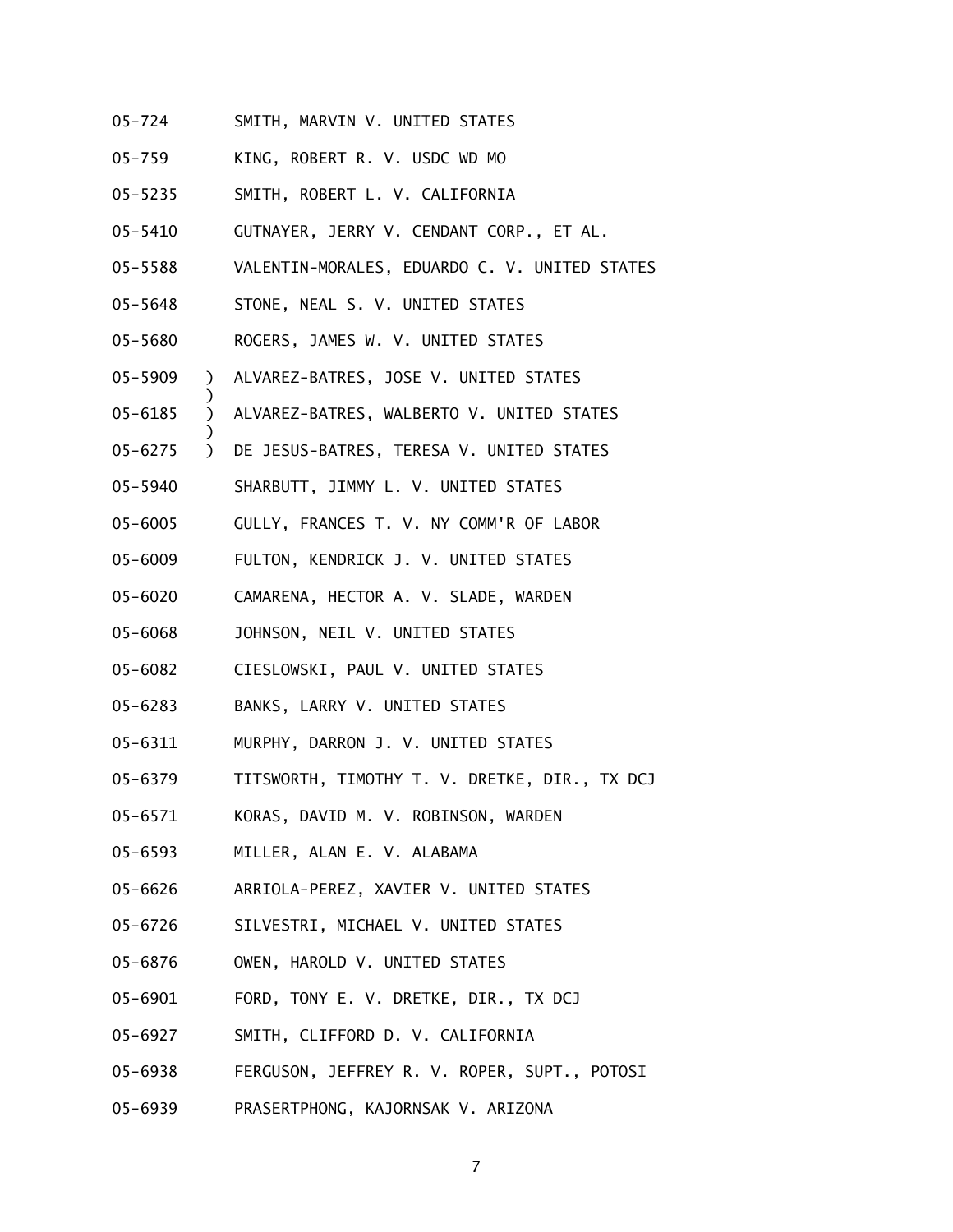05-724 SMITH, MARVIN V. UNITED STATES

05-759 KING, ROBERT R. V. USDC WD MO

05-5235 SMITH, ROBERT L. V. CALIFORNIA

05-5410 GUTNAYER, JERRY V. CENDANT CORP., ET AL.

05-5588 VALENTIN-MORALES, EDUARDO C. V. UNITED STATES

05-5648 STONE, NEAL S. V. UNITED STATES

05-5680 ROGERS, JAMES W. V. UNITED STATES

05-5909 ) ALVAREZ-BATRES, JOSE V. UNITED STATES
)
05-6185 ) ALVAREZ-BATRES, WALBERTO V. UNITED STATES
)
05-6275 ) DE JESUS-BATRES, TERESA V. UNITED STATES

05-5940 SHARBUTT, JIMMY L. V. UNITED STATES

05-6005 GULLY, FRANCES T. V. NY COMM'R OF LABOR

05-6009 FULTON, KENDRICK J. V. UNITED STATES

05-6020 CAMARENA, HECTOR A. V. SLADE, WARDEN

05-6068 JOHNSON, NEIL V. UNITED STATES

05-6082 CIESLOWSKI, PAUL V. UNITED STATES

05-6283 BANKS, LARRY V. UNITED STATES

05-6311 MURPHY, DARRON J. V. UNITED STATES

05-6379 TITSWORTH, TIMOTHY T. V. DRETKE, DIR., TX DCJ

05-6571 KORAS, DAVID M. V. ROBINSON, WARDEN

05-6593 MILLER, ALAN E. V. ALABAMA

05-6626 ARRIOLA-PEREZ, XAVIER V. UNITED STATES

05-6726 SILVESTRI, MICHAEL V. UNITED STATES

05-6876 OWEN, HAROLD V. UNITED STATES

05-6901 FORD, TONY E. V. DRETKE, DIR., TX DCJ

05-6927 SMITH, CLIFFORD D. V. CALIFORNIA

05-6938 FERGUSON, JEFFREY R. V. ROPER, SUPT., POTOSI

05-6939 PRASERTPHONG, KAJORNSAK V. ARIZONA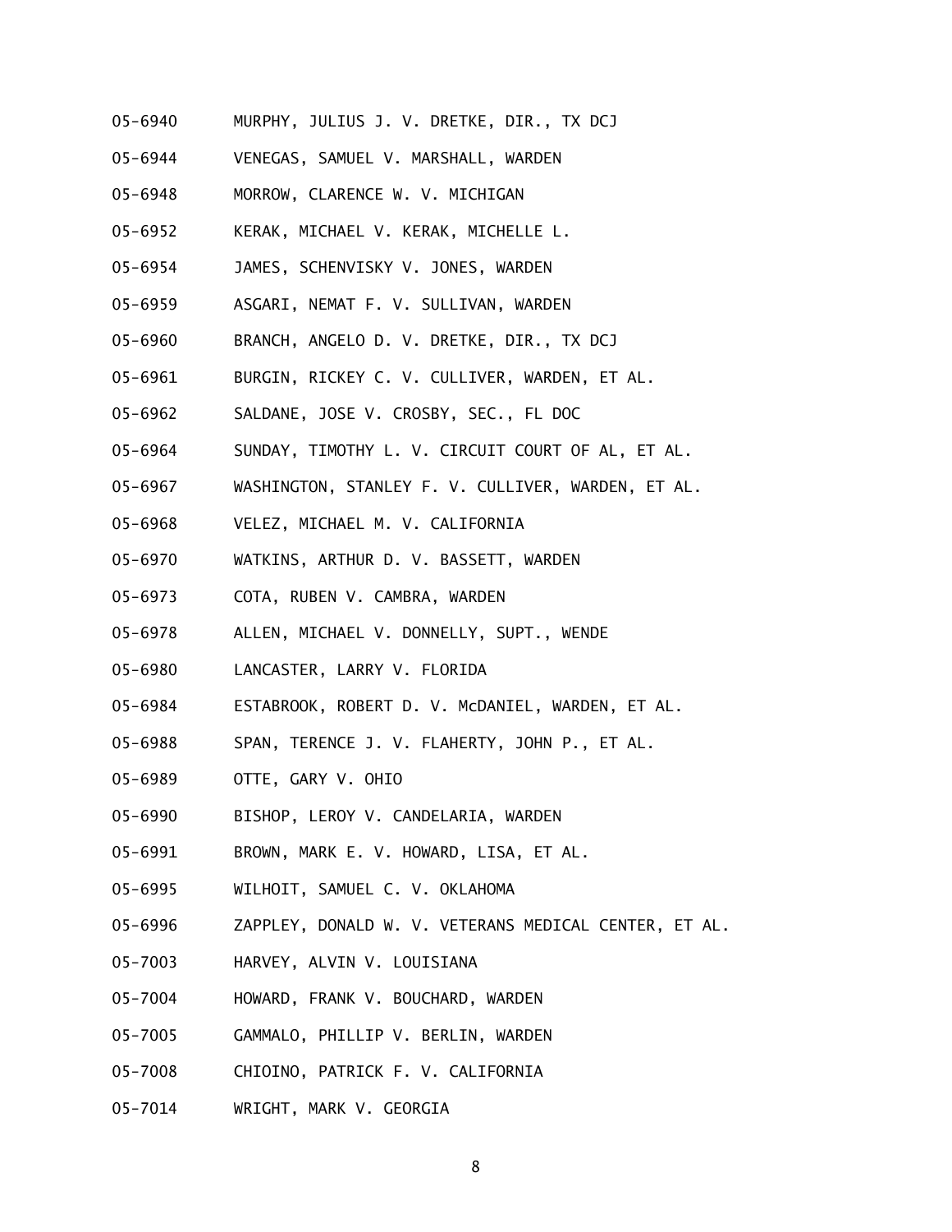05-6940 MURPHY, JULIUS J. V. DRETKE, DIR., TX DCJ

05-6944 VENEGAS, SAMUEL V. MARSHALL, WARDEN

05-6948 MORROW, CLARENCE W. V. MICHIGAN

05-6952 KERAK, MICHAEL V. KERAK, MICHELLE L.

05-6954 JAMES, SCHENVISKY V. JONES, WARDEN

05-6959 ASGARI, NEMAT F. V. SULLIVAN, WARDEN

05-6960 BRANCH, ANGELO D. V. DRETKE, DIR., TX DCJ

05-6961 BURGIN, RICKEY C. V. CULLIVER, WARDEN, ET AL.

05-6962 SALDANE, JOSE V. CROSBY, SEC., FL DOC

05-6964 SUNDAY, TIMOTHY L. V. CIRCUIT COURT OF AL, ET AL.

05-6967 WASHINGTON, STANLEY F. V. CULLIVER, WARDEN, ET AL.

05-6968 VELEZ, MICHAEL M. V. CALIFORNIA

05-6970 WATKINS, ARTHUR D. V. BASSETT, WARDEN

05-6973 COTA, RUBEN V. CAMBRA, WARDEN

05-6978 ALLEN, MICHAEL V. DONNELLY, SUPT., WENDE

05-6980 LANCASTER, LARRY V. FLORIDA

05-6984 ESTABROOK, ROBERT D. V. McDANIEL, WARDEN, ET AL.

05-6988 SPAN, TERENCE J. V. FLAHERTY, JOHN P., ET AL.

05-6989 OTTE, GARY V. OHIO

05-6990 BISHOP, LEROY V. CANDELARIA, WARDEN

05-6991 BROWN, MARK E. V. HOWARD, LISA, ET AL.

05-6995 WILHOIT, SAMUEL C. V. OKLAHOMA

05-6996 ZAPPLEY, DONALD W. V. VETERANS MEDICAL CENTER, ET AL.

05-7003 HARVEY, ALVIN V. LOUISIANA

05-7004 HOWARD, FRANK V. BOUCHARD, WARDEN

05-7005 GAMMALO, PHILLIP V. BERLIN, WARDEN

05-7008 CHIOINO, PATRICK F. V. CALIFORNIA

05-7014 WRIGHT, MARK V. GEORGIA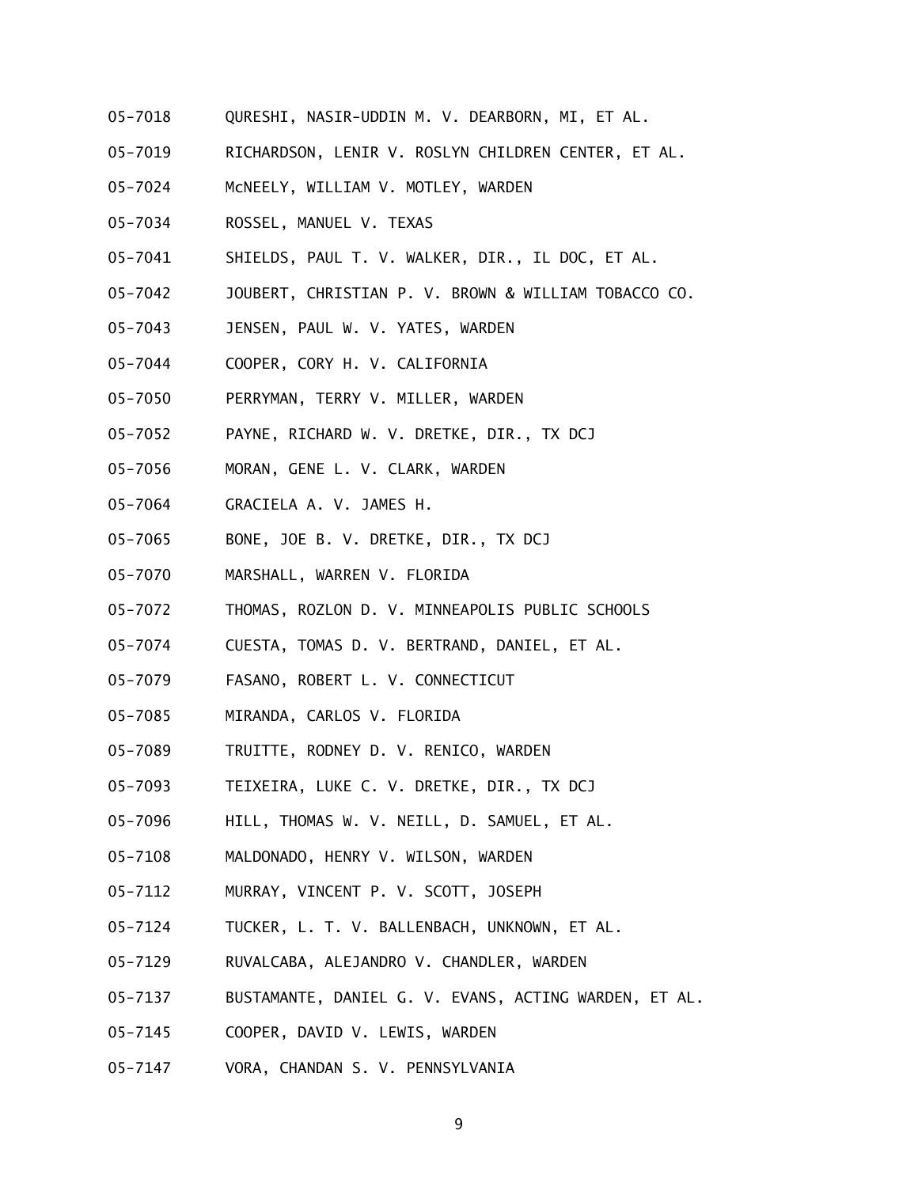05-7018 QURESHI, NASIR-UDDIN M. V. DEARBORN, MI, ET AL.

05-7019 RICHARDSON, LENIR V. ROSLYN CHILDREN CENTER, ET AL.

05-7024 McNEELY, WILLIAM V. MOTLEY, WARDEN

05-7034 ROSSEL, MANUEL V. TEXAS

05-7041 SHIELDS, PAUL T. V. WALKER, DIR., IL DOC, ET AL.

05-7042 JOUBERT, CHRISTIAN P. V. BROWN & WILLIAM TOBACCO CO.

05-7043 JENSEN, PAUL W. V. YATES, WARDEN

05-7044 COOPER, CORY H. V. CALIFORNIA

05-7050 PERRYMAN, TERRY V. MILLER, WARDEN

05-7052 PAYNE, RICHARD W. V. DRETKE, DIR., TX DCJ

05-7056 MORAN, GENE L. V. CLARK, WARDEN

05-7064 GRACIELA A. V. JAMES H.

05-7065 BONE, JOE B. V. DRETKE, DIR., TX DCJ

05-7070 MARSHALL, WARREN V. FLORIDA

05-7072 THOMAS, ROZLON D. V. MINNEAPOLIS PUBLIC SCHOOLS

05-7074 CUESTA, TOMAS D. V. BERTRAND, DANIEL, ET AL.

05-7079 FASANO, ROBERT L. V. CONNECTICUT

05-7085 MIRANDA, CARLOS V. FLORIDA

05-7089 TRUITTE, RODNEY D. V. RENICO, WARDEN

05-7093 TEIXEIRA, LUKE C. V. DRETKE, DIR., TX DCJ

05-7096 HILL, THOMAS W. V. NEILL, D. SAMUEL, ET AL.

05-7108 MALDONADO, HENRY V. WILSON, WARDEN

05-7112 MURRAY, VINCENT P. V. SCOTT, JOSEPH

05-7124 TUCKER, L. T. V. BALLENBACH, UNKNOWN, ET AL.

05-7129 RUVALCABA, ALEJANDRO V. CHANDLER, WARDEN

05-7137 BUSTAMANTE, DANIEL G. V. EVANS, ACTING WARDEN, ET AL.

05-7145 COOPER, DAVID V. LEWIS, WARDEN

05-7147 VORA, CHANDAN S. V. PENNSYLVANIA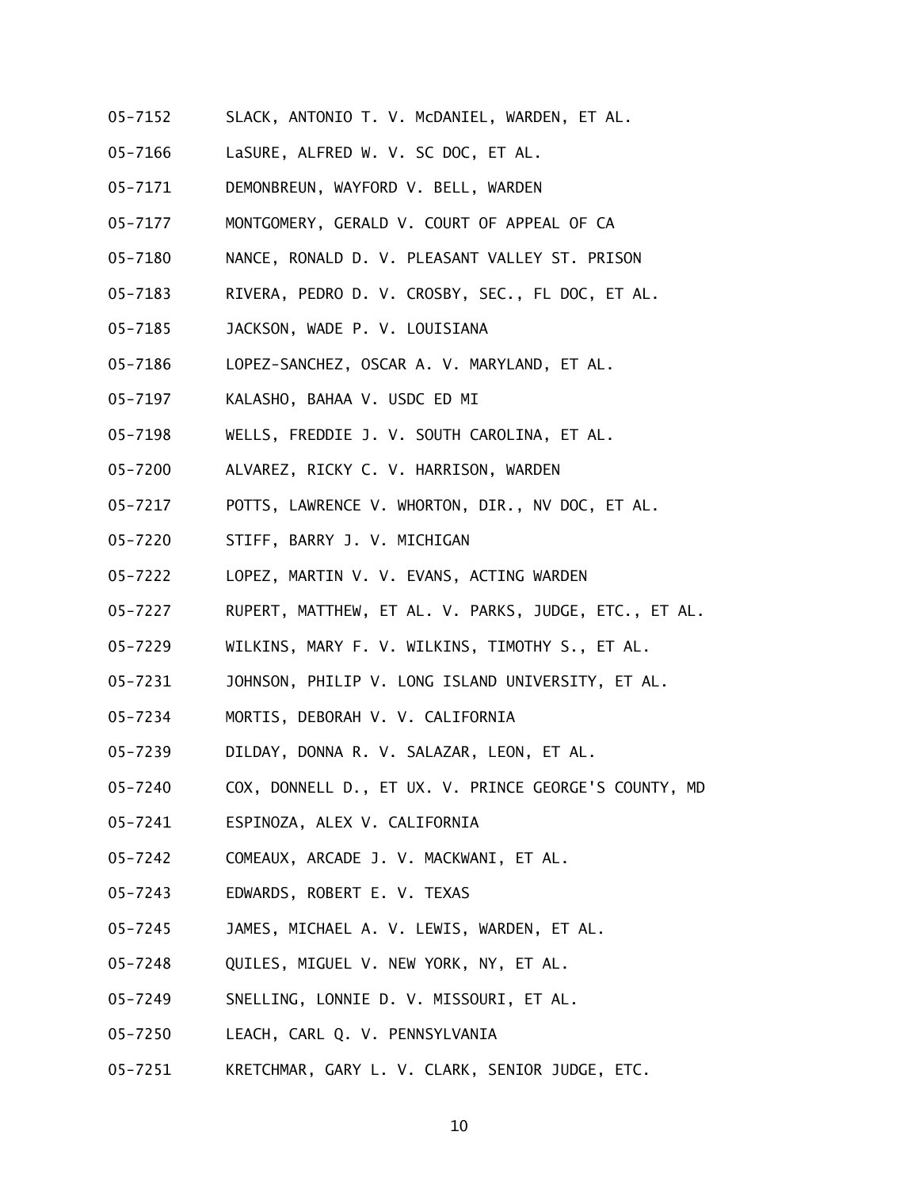05-7152 SLACK, ANTONIO T. V. McDANIEL, WARDEN, ET AL.

05-7166 LaSURE, ALFRED W. V. SC DOC, ET AL.

05-7171 DEMONBREUN, WAYFORD V. BELL, WARDEN

05-7177 MONTGOMERY, GERALD V. COURT OF APPEAL OF CA

05-7180 NANCE, RONALD D. V. PLEASANT VALLEY ST. PRISON

05-7183 RIVERA, PEDRO D. V. CROSBY, SEC., FL DOC, ET AL.

05-7185 JACKSON, WADE P. V. LOUISIANA

05-7186 LOPEZ-SANCHEZ, OSCAR A. V. MARYLAND, ET AL.

05-7197 KALASHO, BAHAA V. USDC ED MI

05-7198 WELLS, FREDDIE J. V. SOUTH CAROLINA, ET AL.

05-7200 ALVAREZ, RICKY C. V. HARRISON, WARDEN

05-7217 POTTS, LAWRENCE V. WHORTON, DIR., NV DOC, ET AL.

05-7220 STIFF, BARRY J. V. MICHIGAN

05-7222 LOPEZ, MARTIN V. V. EVANS, ACTING WARDEN

05-7227 RUPERT, MATTHEW, ET AL. V. PARKS, JUDGE, ETC., ET AL.

05-7229 WILKINS, MARY F. V. WILKINS, TIMOTHY S., ET AL.

05-7231 JOHNSON, PHILIP V. LONG ISLAND UNIVERSITY, ET AL.

05-7234 MORTIS, DEBORAH V. V. CALIFORNIA

05-7239 DILDAY, DONNA R. V. SALAZAR, LEON, ET AL.

05-7240 COX, DONNELL D., ET UX. V. PRINCE GEORGE'S COUNTY, MD

05-7241 ESPINOZA, ALEX V. CALIFORNIA

05-7242 COMEAUX, ARCADE J. V. MACKWANI, ET AL.

05-7243 EDWARDS, ROBERT E. V. TEXAS

05-7245 JAMES, MICHAEL A. V. LEWIS, WARDEN, ET AL.

05-7248 QUILES, MIGUEL V. NEW YORK, NY, ET AL.

05-7249 SNELLING, LONNIE D. V. MISSOURI, ET AL.

05-7250 LEACH, CARL Q. V. PENNSYLVANIA

05-7251 KRETCHMAR, GARY L. V. CLARK, SENIOR JUDGE, ETC.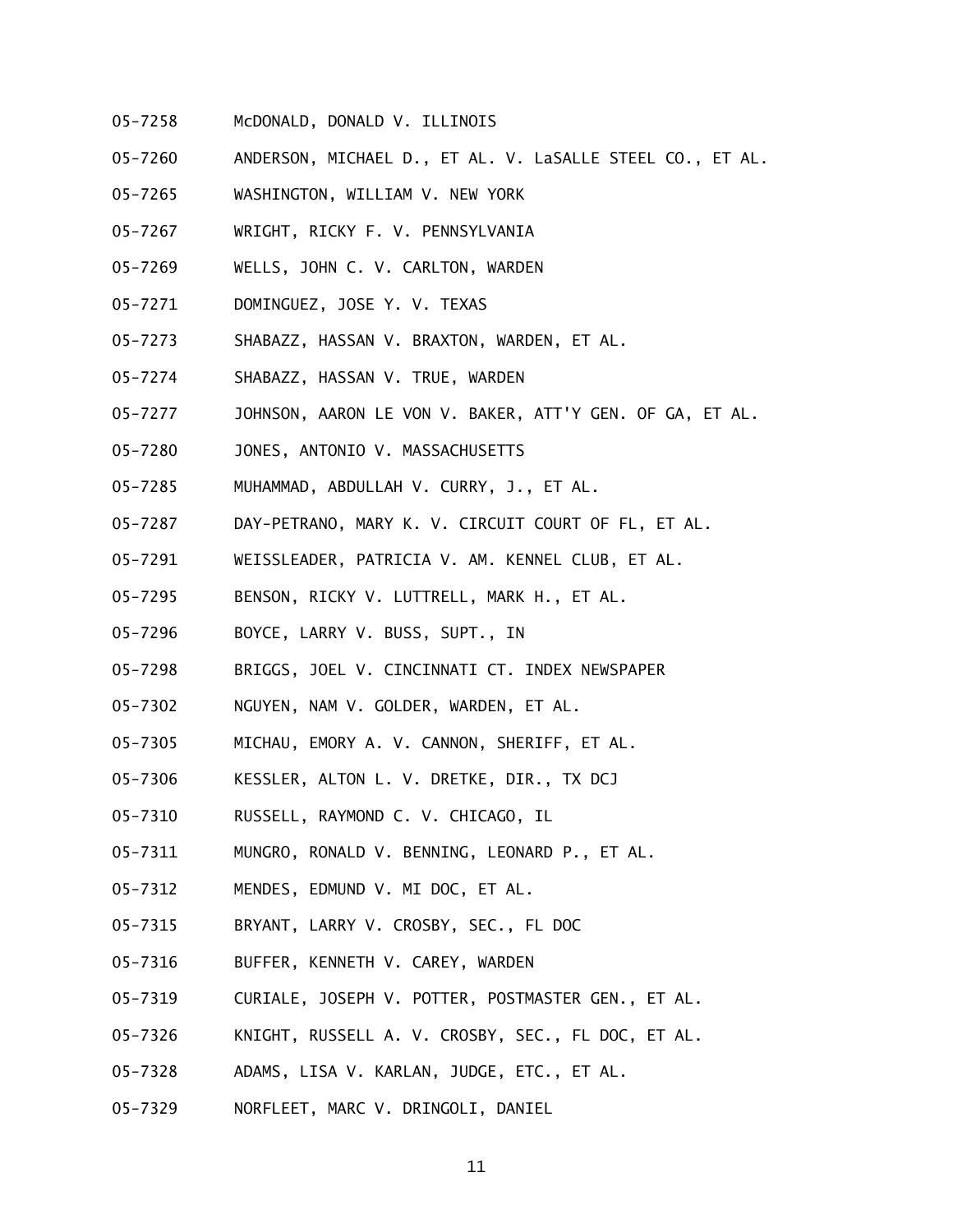05-7258 McDONALD, DONALD V. ILLINOIS

05-7260 ANDERSON, MICHAEL D., ET AL. V. LaSALLE STEEL CO., ET AL.

05-7265 WASHINGTON, WILLIAM V. NEW YORK

05-7267 WRIGHT, RICKY F. V. PENNSYLVANIA

05-7269 WELLS, JOHN C. V. CARLTON, WARDEN

05-7271 DOMINGUEZ, JOSE Y. V. TEXAS

05-7273 SHABAZZ, HASSAN V. BRAXTON, WARDEN, ET AL.

05-7274 SHABAZZ, HASSAN V. TRUE, WARDEN

05-7277 JOHNSON, AARON LE VON V. BAKER, ATT'Y GEN. OF GA, ET AL.

05-7280 JONES, ANTONIO V. MASSACHUSETTS

05-7285 MUHAMMAD, ABDULLAH V. CURRY, J., ET AL.

05-7287 DAY-PETRANO, MARY K. V. CIRCUIT COURT OF FL, ET AL.

05-7291 WEISSLEADER, PATRICIA V. AM. KENNEL CLUB, ET AL.

05-7295 BENSON, RICKY V. LUTTRELL, MARK H., ET AL.

05-7296 BOYCE, LARRY V. BUSS, SUPT., IN

05-7298 BRIGGS, JOEL V. CINCINNATI CT. INDEX NEWSPAPER

05-7302 NGUYEN, NAM V. GOLDER, WARDEN, ET AL.

05-7305 MICHAU, EMORY A. V. CANNON, SHERIFF, ET AL.

05-7306 KESSLER, ALTON L. V. DRETKE, DIR., TX DCJ

05-7310 RUSSELL, RAYMOND C. V. CHICAGO, IL

05-7311 MUNGRO, RONALD V. BENNING, LEONARD P., ET AL.

05-7312 MENDES, EDMUND V. MI DOC, ET AL.

05-7315 BRYANT, LARRY V. CROSBY, SEC., FL DOC

05-7316 BUFFER, KENNETH V. CAREY, WARDEN

05-7319 CURIALE, JOSEPH V. POTTER, POSTMASTER GEN., ET AL.

05-7326 KNIGHT, RUSSELL A. V. CROSBY, SEC., FL DOC, ET AL.

05-7328 ADAMS, LISA V. KARLAN, JUDGE, ETC., ET AL.

05-7329 NORFLEET, MARC V. DRINGOLI, DANIEL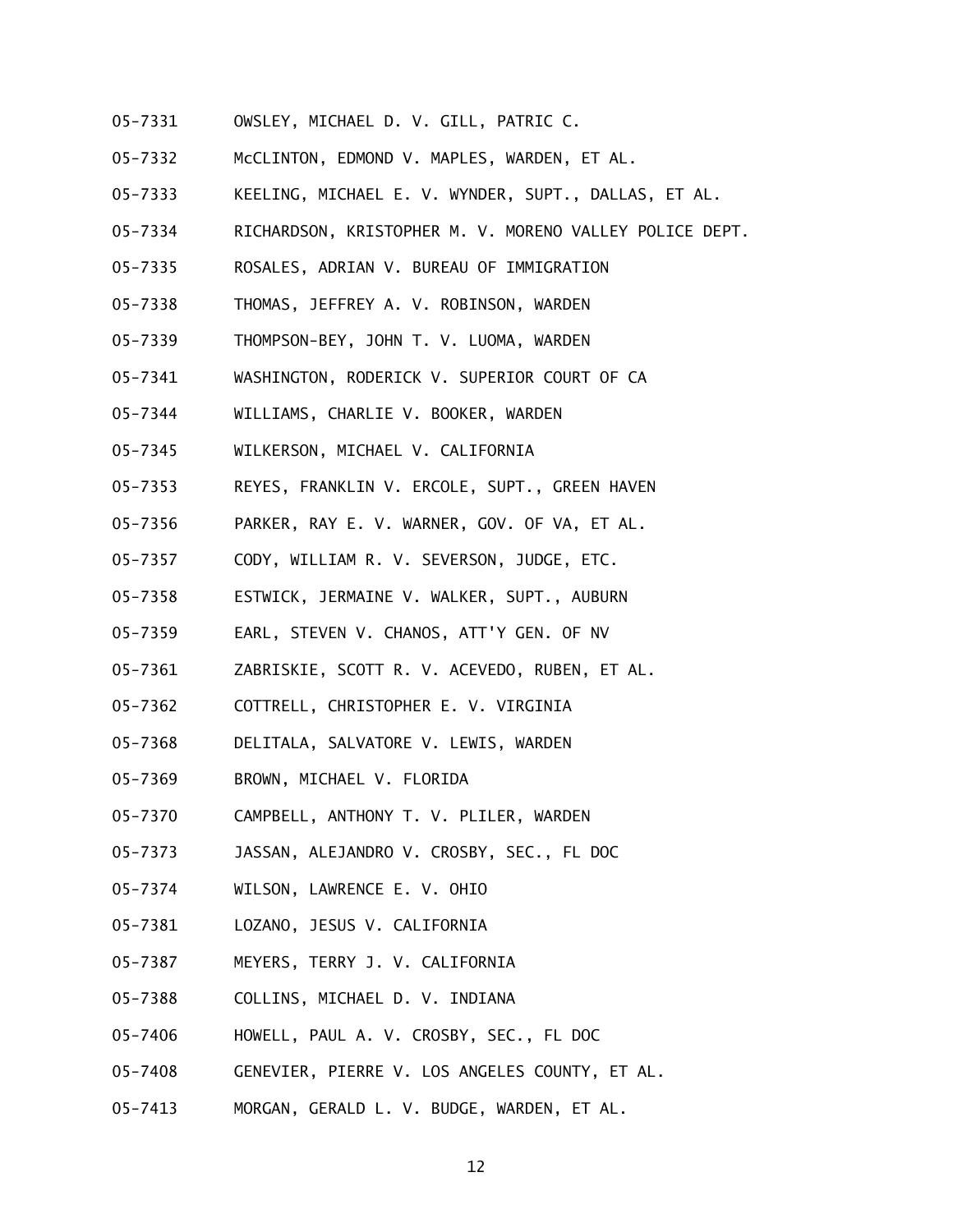05-7331 OWSLEY, MICHAEL D. V. GILL, PATRIC C.

05-7332 McCLINTON, EDMOND V. MAPLES, WARDEN, ET AL.

05-7333 KEELING, MICHAEL E. V. WYNDER, SUPT., DALLAS, ET AL.

05-7334 RICHARDSON, KRISTOPHER M. V. MORENO VALLEY POLICE DEPT.

05-7335 ROSALES, ADRIAN V. BUREAU OF IMMIGRATION

05-7338 THOMAS, JEFFREY A. V. ROBINSON, WARDEN

05-7339 THOMPSON-BEY, JOHN T. V. LUOMA, WARDEN

05-7341 WASHINGTON, RODERICK V. SUPERIOR COURT OF CA

05-7344 WILLIAMS, CHARLIE V. BOOKER, WARDEN

05-7345 WILKERSON, MICHAEL V. CALIFORNIA

05-7353 REYES, FRANKLIN V. ERCOLE, SUPT., GREEN HAVEN

05-7356 PARKER, RAY E. V. WARNER, GOV. OF VA, ET AL.

05-7357 CODY, WILLIAM R. V. SEVERSON, JUDGE, ETC.

05-7358 ESTWICK, JERMAINE V. WALKER, SUPT., AUBURN

05-7359 EARL, STEVEN V. CHANOS, ATT'Y GEN. OF NV

05-7361 ZABRISKIE, SCOTT R. V. ACEVEDO, RUBEN, ET AL.

05-7362 COTTRELL, CHRISTOPHER E. V. VIRGINIA

05-7368 DELITALA, SALVATORE V. LEWIS, WARDEN

05-7369 BROWN, MICHAEL V. FLORIDA

05-7370 CAMPBELL, ANTHONY T. V. PLILER, WARDEN

05-7373 JASSAN, ALEJANDRO V. CROSBY, SEC., FL DOC

05-7374 WILSON, LAWRENCE E. V. OHIO

05-7381 LOZANO, JESUS V. CALIFORNIA

05-7387 MEYERS, TERRY J. V. CALIFORNIA

05-7388 COLLINS, MICHAEL D. V. INDIANA

05-7406 HOWELL, PAUL A. V. CROSBY, SEC., FL DOC

05-7408 GENEVIER, PIERRE V. LOS ANGELES COUNTY, ET AL.

05-7413 MORGAN, GERALD L. V. BUDGE, WARDEN, ET AL.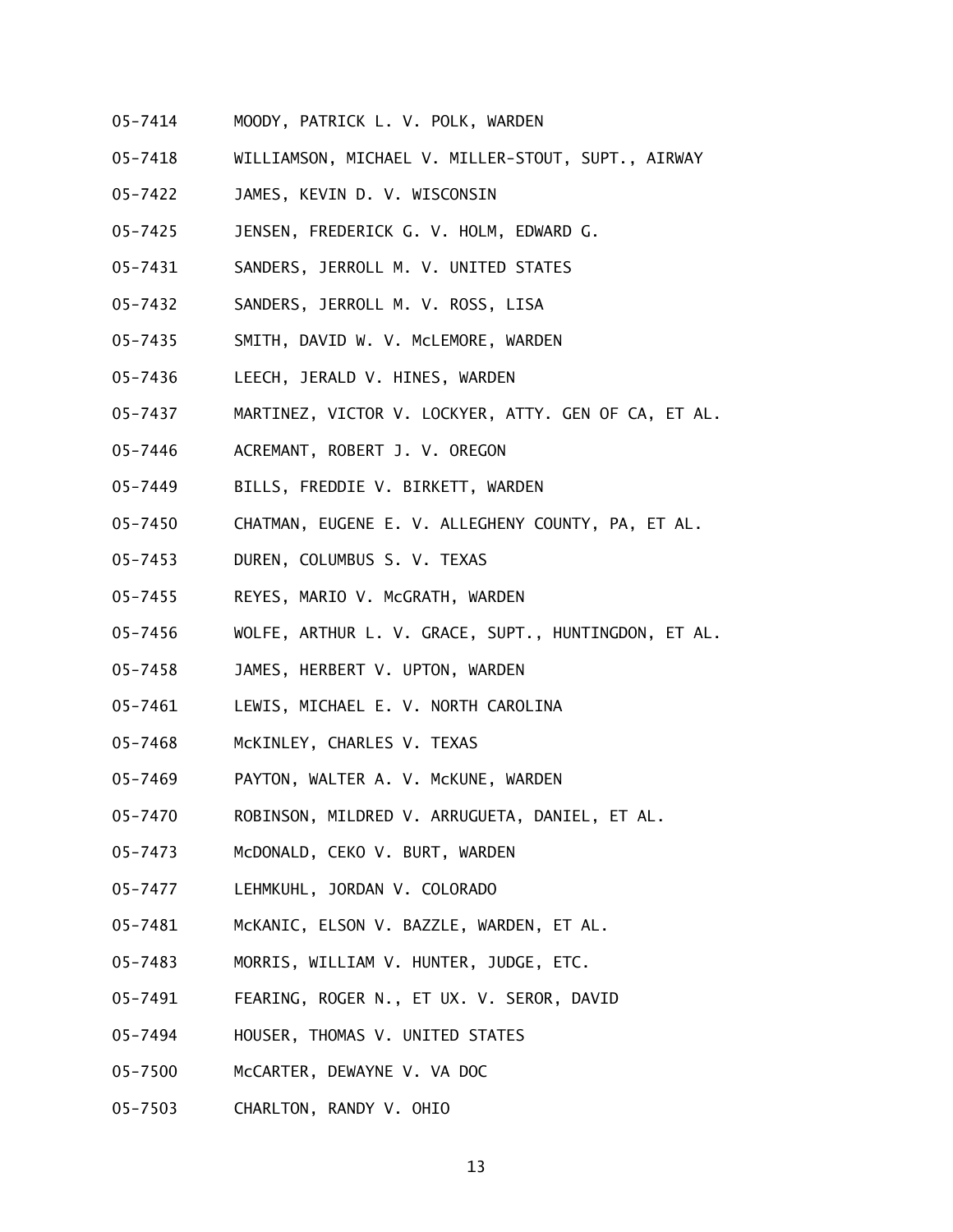05-7414 MOODY, PATRICK L. V. POLK, WARDEN

05-7418 WILLIAMSON, MICHAEL V. MILLER-STOUT, SUPT., AIRWAY

05-7422 JAMES, KEVIN D. V. WISCONSIN

05-7425 JENSEN, FREDERICK G. V. HOLM, EDWARD G.

05-7431 SANDERS, JERROLL M. V. UNITED STATES

05-7432 SANDERS, JERROLL M. V. ROSS, LISA

05-7435 SMITH, DAVID W. V. McLEMORE, WARDEN

05-7436 LEECH, JERALD V. HINES, WARDEN

05-7437 MARTINEZ, VICTOR V. LOCKYER, ATTY. GEN OF CA, ET AL.

05-7446 ACREMANT, ROBERT J. V. OREGON

05-7449 BILLS, FREDDIE V. BIRKETT, WARDEN

05-7450 CHATMAN, EUGENE E. V. ALLEGHENY COUNTY, PA, ET AL.

05-7453 DUREN, COLUMBUS S. V. TEXAS

05-7455 REYES, MARIO V. McGRATH, WARDEN

05-7456 WOLFE, ARTHUR L. V. GRACE, SUPT., HUNTINGDON, ET AL.

05-7458 JAMES, HERBERT V. UPTON, WARDEN

05-7461 LEWIS, MICHAEL E. V. NORTH CAROLINA

05-7468 McKINLEY, CHARLES V. TEXAS

05-7469 PAYTON, WALTER A. V. McKUNE, WARDEN

05-7470 ROBINSON, MILDRED V. ARRUGUETA, DANIEL, ET AL.

05-7473 McDONALD, CEKO V. BURT, WARDEN

05-7477 LEHMKUHL, JORDAN V. COLORADO

05-7481 McKANIC, ELSON V. BAZZLE, WARDEN, ET AL.

05-7483 MORRIS, WILLIAM V. HUNTER, JUDGE, ETC.

05-7491 FEARING, ROGER N., ET UX. V. SEROR, DAVID

05-7494 HOUSER, THOMAS V. UNITED STATES

05-7500 McCARTER, DEWAYNE V. VA DOC

05-7503 CHARLTON, RANDY V. OHIO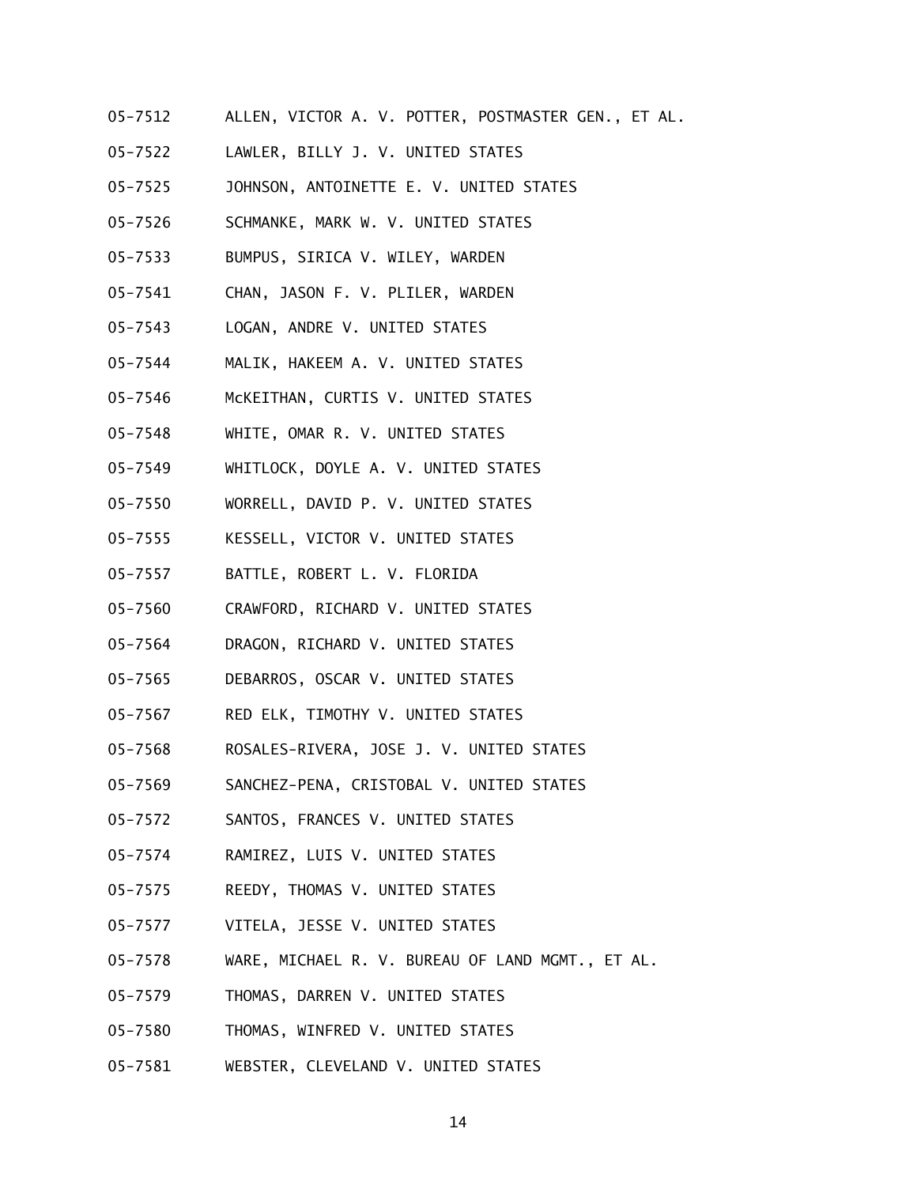05-7512 ALLEN, VICTOR A. V. POTTER, POSTMASTER GEN., ET AL.

05-7522 LAWLER, BILLY J. V. UNITED STATES

05-7525 JOHNSON, ANTOINETTE E. V. UNITED STATES

05-7526 SCHMANKE, MARK W. V. UNITED STATES

05-7533 BUMPUS, SIRICA V. WILEY, WARDEN

05-7541 CHAN, JASON F. V. PLILER, WARDEN

05-7543 LOGAN, ANDRE V. UNITED STATES

05-7544 MALIK, HAKEEM A. V. UNITED STATES

05-7546 McKEITHAN, CURTIS V. UNITED STATES

05-7548 WHITE, OMAR R. V. UNITED STATES

05-7549 WHITLOCK, DOYLE A. V. UNITED STATES

05-7550 WORRELL, DAVID P. V. UNITED STATES

05-7555 KESSELL, VICTOR V. UNITED STATES

05-7557 BATTLE, ROBERT L. V. FLORIDA

05-7560 CRAWFORD, RICHARD V. UNITED STATES

05-7564 DRAGON, RICHARD V. UNITED STATES

05-7565 DEBARROS, OSCAR V. UNITED STATES

05-7567 RED ELK, TIMOTHY V. UNITED STATES

05-7568 ROSALES-RIVERA, JOSE J. V. UNITED STATES

05-7569 SANCHEZ-PENA, CRISTOBAL V. UNITED STATES

05-7572 SANTOS, FRANCES V. UNITED STATES

05-7574 RAMIREZ, LUIS V. UNITED STATES

05-7575 REEDY, THOMAS V. UNITED STATES

05-7577 VITELA, JESSE V. UNITED STATES

05-7578 WARE, MICHAEL R. V. BUREAU OF LAND MGMT., ET AL.

05-7579 THOMAS, DARREN V. UNITED STATES

05-7580 THOMAS, WINFRED V. UNITED STATES

05-7581 WEBSTER, CLEVELAND V. UNITED STATES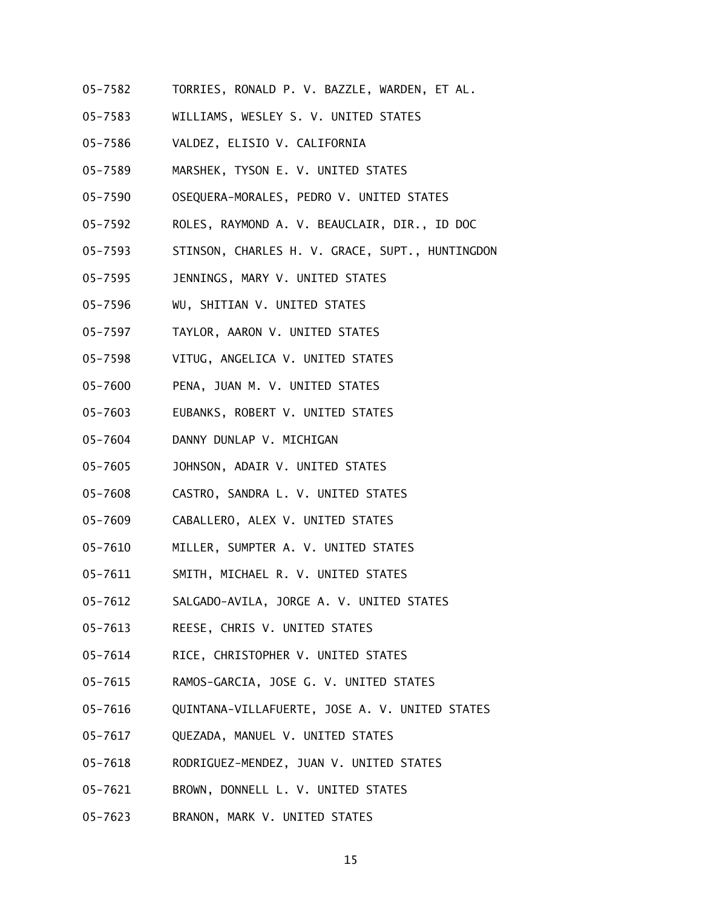05-7582 TORRIES, RONALD P. V. BAZZLE, WARDEN, ET AL.

05-7583 WILLIAMS, WESLEY S. V. UNITED STATES

05-7586 VALDEZ, ELISIO V. CALIFORNIA

05-7589 MARSHEK, TYSON E. V. UNITED STATES

05-7590 OSEQUERA-MORALES, PEDRO V. UNITED STATES

05-7592 ROLES, RAYMOND A. V. BEAUCLAIR, DIR., ID DOC

05-7593 STINSON, CHARLES H. V. GRACE, SUPT., HUNTINGDON

05-7595 JENNINGS, MARY V. UNITED STATES

05-7596 WU, SHITIAN V. UNITED STATES

05-7597 TAYLOR, AARON V. UNITED STATES

05-7598 VITUG, ANGELICA V. UNITED STATES

05-7600 PENA, JUAN M. V. UNITED STATES

05-7603 EUBANKS, ROBERT V. UNITED STATES

05-7604 DANNY DUNLAP V. MICHIGAN

05-7605 JOHNSON, ADAIR V. UNITED STATES

05-7608 CASTRO, SANDRA L. V. UNITED STATES

05-7609 CABALLERO, ALEX V. UNITED STATES

05-7610 MILLER, SUMPTER A. V. UNITED STATES

05-7611 SMITH, MICHAEL R. V. UNITED STATES

05-7612 SALGADO-AVILA, JORGE A. V. UNITED STATES

05-7613 REESE, CHRIS V. UNITED STATES

05-7614 RICE, CHRISTOPHER V. UNITED STATES

05-7615 RAMOS-GARCIA, JOSE G. V. UNITED STATES

05-7616 QUINTANA-VILLAFUERTE, JOSE A. V. UNITED STATES

05-7617 QUEZADA, MANUEL V. UNITED STATES

05-7618 RODRIGUEZ-MENDEZ, JUAN V. UNITED STATES

05-7621 BROWN, DONNELL L. V. UNITED STATES

05-7623 BRANON, MARK V. UNITED STATES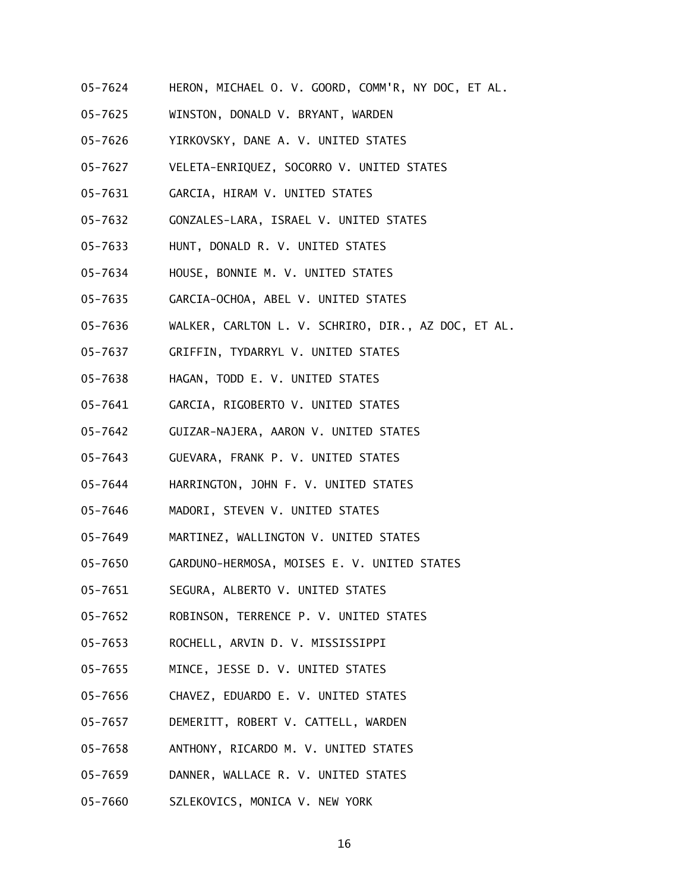05-7624 HERON, MICHAEL O. V. GOORD, COMM'R, NY DOC, ET AL.

05-7625 WINSTON, DONALD V. BRYANT, WARDEN

05-7626 YIRKOVSKY, DANE A. V. UNITED STATES

05-7627 VELETA-ENRIQUEZ, SOCORRO V. UNITED STATES

05-7631 GARCIA, HIRAM V. UNITED STATES

05-7632 GONZALES-LARA, ISRAEL V. UNITED STATES

05-7633 HUNT, DONALD R. V. UNITED STATES

05-7634 HOUSE, BONNIE M. V. UNITED STATES

05-7635 GARCIA-OCHOA, ABEL V. UNITED STATES

05-7636 WALKER, CARLTON L. V. SCHRIRO, DIR., AZ DOC, ET AL.

05-7637 GRIFFIN, TYDARRYL V. UNITED STATES

05-7638 HAGAN, TODD E. V. UNITED STATES

05-7641 GARCIA, RIGOBERTO V. UNITED STATES

05-7642 GUIZAR-NAJERA, AARON V. UNITED STATES

05-7643 GUEVARA, FRANK P. V. UNITED STATES

05-7644 HARRINGTON, JOHN F. V. UNITED STATES

05-7646 MADORI, STEVEN V. UNITED STATES

05-7649 MARTINEZ, WALLINGTON V. UNITED STATES

05-7650 GARDUNO-HERMOSA, MOISES E. V. UNITED STATES

05-7651 SEGURA, ALBERTO V. UNITED STATES

05-7652 ROBINSON, TERRENCE P. V. UNITED STATES

05-7653 ROCHELL, ARVIN D. V. MISSISSIPPI

05-7655 MINCE, JESSE D. V. UNITED STATES

05-7656 CHAVEZ, EDUARDO E. V. UNITED STATES

05-7657 DEMERITT, ROBERT V. CATTELL, WARDEN

05-7658 ANTHONY, RICARDO M. V. UNITED STATES

05-7659 DANNER, WALLACE R. V. UNITED STATES

05-7660 SZLEKOVICS, MONICA V. NEW YORK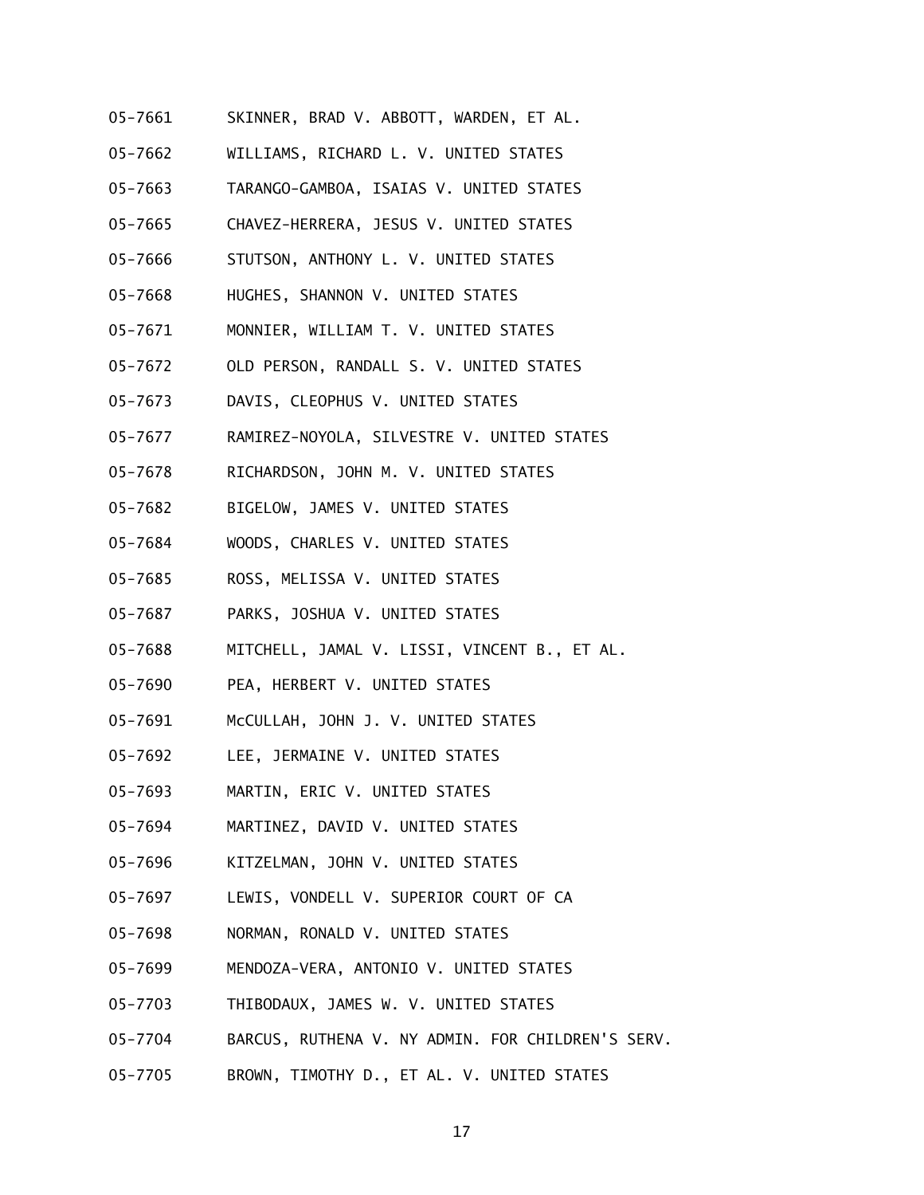05-7661 SKINNER, BRAD V. ABBOTT, WARDEN, ET AL.

05-7662 WILLIAMS, RICHARD L. V. UNITED STATES

05-7663 TARANGO-GAMBOA, ISAIAS V. UNITED STATES

05-7665 CHAVEZ-HERRERA, JESUS V. UNITED STATES

05-7666 STUTSON, ANTHONY L. V. UNITED STATES

05-7668 HUGHES, SHANNON V. UNITED STATES

05-7671 MONNIER, WILLIAM T. V. UNITED STATES

05-7672 OLD PERSON, RANDALL S. V. UNITED STATES

05-7673 DAVIS, CLEOPHUS V. UNITED STATES

05-7677 RAMIREZ-NOYOLA, SILVESTRE V. UNITED STATES

05-7678 RICHARDSON, JOHN M. V. UNITED STATES

05-7682 BIGELOW, JAMES V. UNITED STATES

05-7684 WOODS, CHARLES V. UNITED STATES

05-7685 ROSS, MELISSA V. UNITED STATES

05-7687 PARKS, JOSHUA V. UNITED STATES

05-7688 MITCHELL, JAMAL V. LISSI, VINCENT B., ET AL.

05-7690 PEA, HERBERT V. UNITED STATES

05-7691 McCULLAH, JOHN J. V. UNITED STATES

05-7692 LEE, JERMAINE V. UNITED STATES

05-7693 MARTIN, ERIC V. UNITED STATES

05-7694 MARTINEZ, DAVID V. UNITED STATES

05-7696 KITZELMAN, JOHN V. UNITED STATES

05-7697 LEWIS, VONDELL V. SUPERIOR COURT OF CA

05-7698 NORMAN, RONALD V. UNITED STATES

05-7699 MENDOZA-VERA, ANTONIO V. UNITED STATES

05-7703 THIBODAUX, JAMES W. V. UNITED STATES

05-7704 BARCUS, RUTHENA V. NY ADMIN. FOR CHILDREN'S SERV.

05-7705 BROWN, TIMOTHY D., ET AL. V. UNITED STATES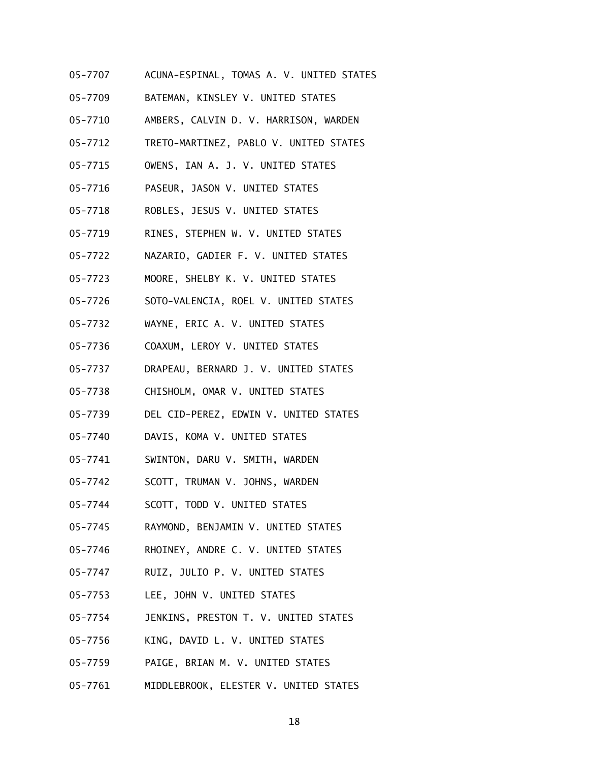05-7707 ACUNA-ESPINAL, TOMAS A. V. UNITED STATES

05-7709 BATEMAN, KINSLEY V. UNITED STATES

05-7710 AMBERS, CALVIN D. V. HARRISON, WARDEN

05-7712 TRETO-MARTINEZ, PABLO V. UNITED STATES

05-7715 OWENS, IAN A. J. V. UNITED STATES

05-7716 PASEUR, JASON V. UNITED STATES

05-7718 ROBLES, JESUS V. UNITED STATES

05-7719 RINES, STEPHEN W. V. UNITED STATES

05-7722 NAZARIO, GADIER F. V. UNITED STATES

05-7723 MOORE, SHELBY K. V. UNITED STATES

05-7726 SOTO-VALENCIA, ROEL V. UNITED STATES

05-7732 WAYNE, ERIC A. V. UNITED STATES

05-7736 COAXUM, LEROY V. UNITED STATES

05-7737 DRAPEAU, BERNARD J. V. UNITED STATES

05-7738 CHISHOLM, OMAR V. UNITED STATES

05-7739 DEL CID-PEREZ, EDWIN V. UNITED STATES

05-7740 DAVIS, KOMA V. UNITED STATES

05-7741 SWINTON, DARU V. SMITH, WARDEN

05-7742 SCOTT, TRUMAN V. JOHNS, WARDEN

05-7744 SCOTT, TODD V. UNITED STATES

05-7745 RAYMOND, BENJAMIN V. UNITED STATES

05-7746 RHOINEY, ANDRE C. V. UNITED STATES

05-7747 RUIZ, JULIO P. V. UNITED STATES

05-7753 LEE, JOHN V. UNITED STATES

05-7754 JENKINS, PRESTON T. V. UNITED STATES

05-7756 KING, DAVID L. V. UNITED STATES

05-7759 PAIGE, BRIAN M. V. UNITED STATES

05-7761 MIDDLEBROOK, ELESTER V. UNITED STATES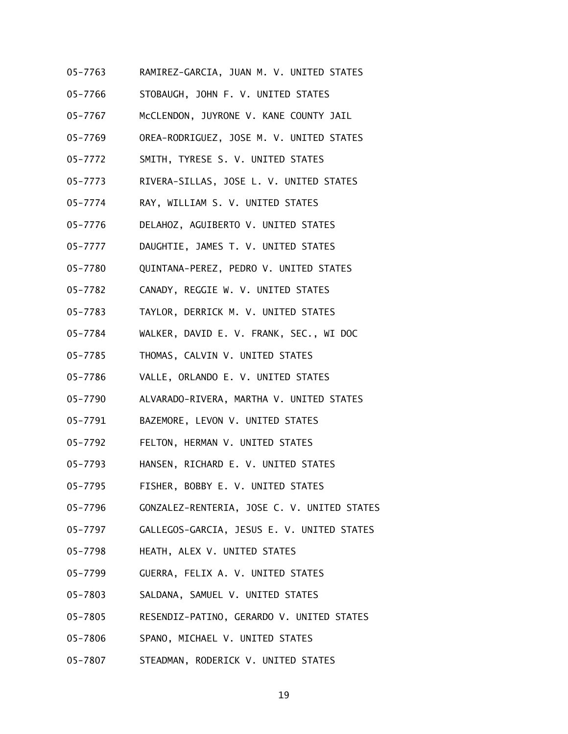05-7763 RAMIREZ-GARCIA, JUAN M. V. UNITED STATES

05-7766 STOBAUGH, JOHN F. V. UNITED STATES

05-7767 McCLENDON, JUYRONE V. KANE COUNTY JAIL

05-7769 OREA-RODRIGUEZ, JOSE M. V. UNITED STATES

05-7772 SMITH, TYRESE S. V. UNITED STATES

05-7773 RIVERA-SILLAS, JOSE L. V. UNITED STATES

05-7774 RAY, WILLIAM S. V. UNITED STATES

05-7776 DELAHOZ, AGUIBERTO V. UNITED STATES

05-7777 DAUGHTIE, JAMES T. V. UNITED STATES

05-7780 QUINTANA-PEREZ, PEDRO V. UNITED STATES

05-7782 CANADY, REGGIE W. V. UNITED STATES

05-7783 TAYLOR, DERRICK M. V. UNITED STATES

05-7784 WALKER, DAVID E. V. FRANK, SEC., WI DOC

05-7785 THOMAS, CALVIN V. UNITED STATES

05-7786 VALLE, ORLANDO E. V. UNITED STATES

05-7790 ALVARADO-RIVERA, MARTHA V. UNITED STATES

05-7791 BAZEMORE, LEVON V. UNITED STATES

05-7792 FELTON, HERMAN V. UNITED STATES

05-7793 HANSEN, RICHARD E. V. UNITED STATES

05-7795 FISHER, BOBBY E. V. UNITED STATES

05-7796 GONZALEZ-RENTERIA, JOSE C. V. UNITED STATES

05-7797 GALLEGOS-GARCIA, JESUS E. V. UNITED STATES

05-7798 HEATH, ALEX V. UNITED STATES

05-7799 GUERRA, FELIX A. V. UNITED STATES

05-7803 SALDANA, SAMUEL V. UNITED STATES

05-7805 RESENDIZ-PATINO, GERARDO V. UNITED STATES

05-7806 SPANO, MICHAEL V. UNITED STATES

05-7807 STEADMAN, RODERICK V. UNITED STATES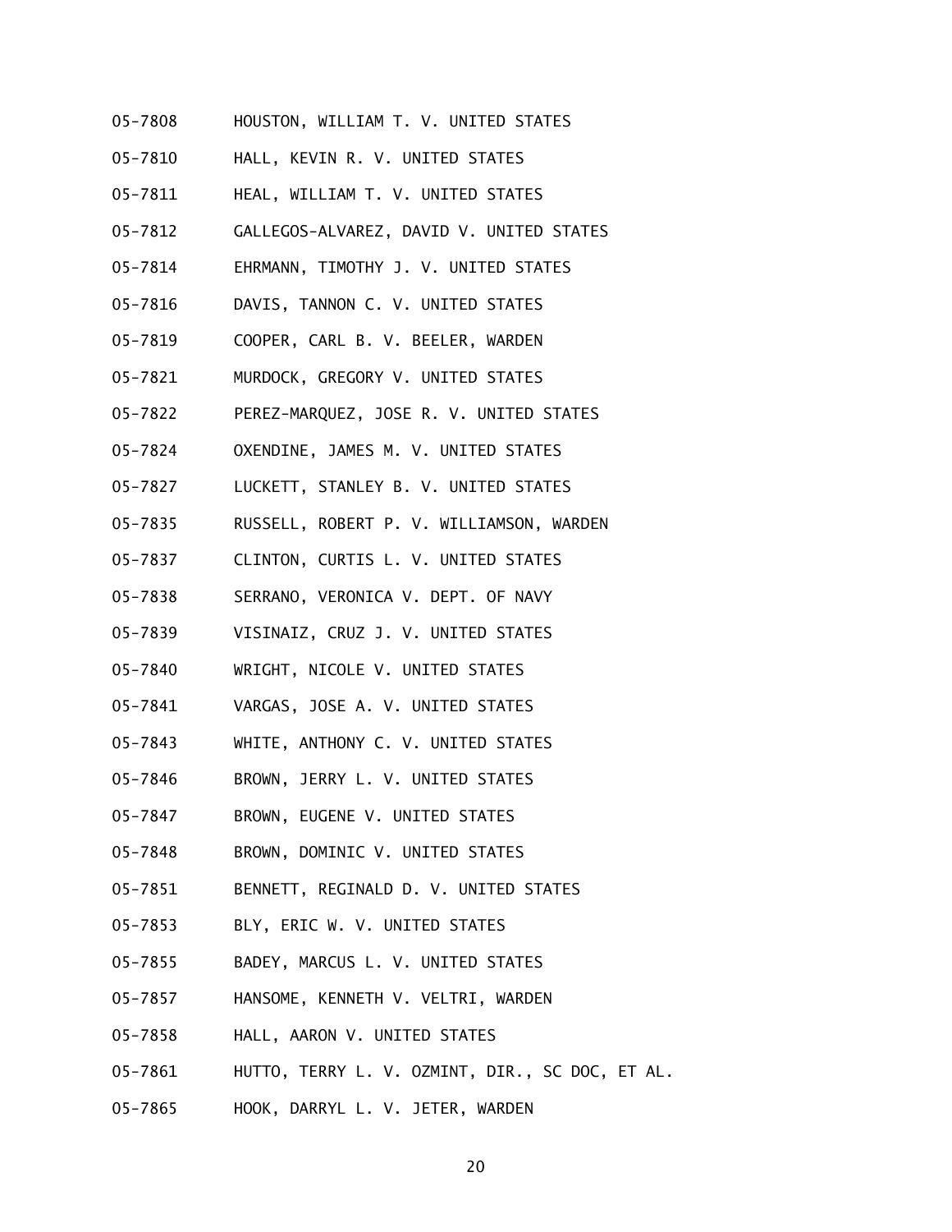05-7808 HOUSTON, WILLIAM T. V. UNITED STATES

05-7810 HALL, KEVIN R. V. UNITED STATES

05-7811 HEAL, WILLIAM T. V. UNITED STATES

05-7812 GALLEGOS-ALVAREZ, DAVID V. UNITED STATES

05-7814 EHRMANN, TIMOTHY J. V. UNITED STATES

05-7816 DAVIS, TANNON C. V. UNITED STATES

05-7819 COOPER, CARL B. V. BEELER, WARDEN

05-7821 MURDOCK, GREGORY V. UNITED STATES

05-7822 PEREZ-MARQUEZ, JOSE R. V. UNITED STATES

05-7824 OXENDINE, JAMES M. V. UNITED STATES

05-7827 LUCKETT, STANLEY B. V. UNITED STATES

05-7835 RUSSELL, ROBERT P. V. WILLIAMSON, WARDEN

05-7837 CLINTON, CURTIS L. V. UNITED STATES

05-7838 SERRANO, VERONICA V. DEPT. OF NAVY

05-7839 VISINAIZ, CRUZ J. V. UNITED STATES

05-7840 WRIGHT, NICOLE V. UNITED STATES

05-7841 VARGAS, JOSE A. V. UNITED STATES

05-7843 WHITE, ANTHONY C. V. UNITED STATES

05-7846 BROWN, JERRY L. V. UNITED STATES

05-7847 BROWN, EUGENE V. UNITED STATES

05-7848 BROWN, DOMINIC V. UNITED STATES

05-7851 BENNETT, REGINALD D. V. UNITED STATES

05-7853 BLY, ERIC W. V. UNITED STATES

05-7855 BADEY, MARCUS L. V. UNITED STATES

05-7857 HANSOME, KENNETH V. VELTRI, WARDEN

05-7858 HALL, AARON V. UNITED STATES

05-7861 HUTTO, TERRY L. V. OZMINT, DIR., SC DOC, ET AL.

05-7865 HOOK, DARRYL L. V. JETER, WARDEN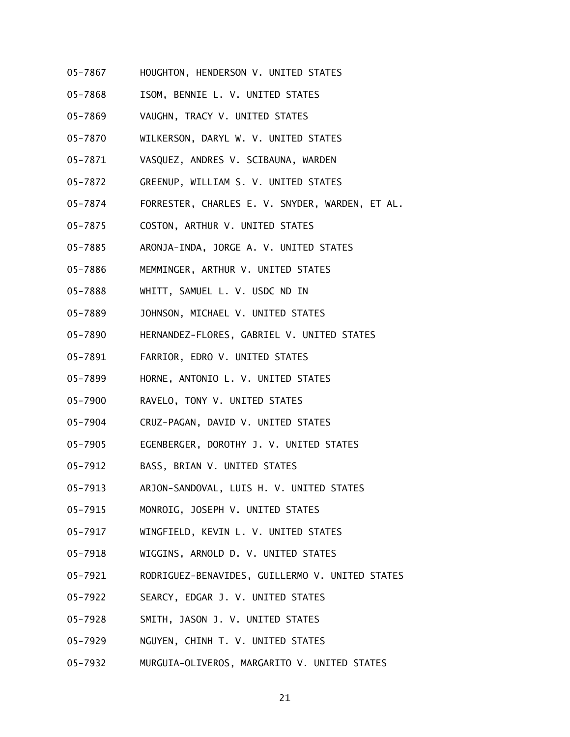05-7867 HOUGHTON, HENDERSON V. UNITED STATES

05-7868 ISOM, BENNIE L. V. UNITED STATES

05-7869 VAUGHN, TRACY V. UNITED STATES

05-7870 WILKERSON, DARYL W. V. UNITED STATES

05-7871 VASQUEZ, ANDRES V. SCIBAUNA, WARDEN

05-7872 GREENUP, WILLIAM S. V. UNITED STATES

05-7874 FORRESTER, CHARLES E. V. SNYDER, WARDEN, ET AL.

05-7875 COSTON, ARTHUR V. UNITED STATES

05-7885 ARONJA-INDA, JORGE A. V. UNITED STATES

05-7886 MEMMINGER, ARTHUR V. UNITED STATES

05-7888 WHITT, SAMUEL L. V. USDC ND IN

05-7889 JOHNSON, MICHAEL V. UNITED STATES

05-7890 HERNANDEZ-FLORES, GABRIEL V. UNITED STATES

05-7891 FARRIOR, EDRO V. UNITED STATES

05-7899 HORNE, ANTONIO L. V. UNITED STATES

05-7900 RAVELO, TONY V. UNITED STATES

05-7904 CRUZ-PAGAN, DAVID V. UNITED STATES

05-7905 EGENBERGER, DOROTHY J. V. UNITED STATES

05-7912 BASS, BRIAN V. UNITED STATES

05-7913 ARJON-SANDOVAL, LUIS H. V. UNITED STATES

05-7915 MONROIG, JOSEPH V. UNITED STATES

05-7917 WINGFIELD, KEVIN L. V. UNITED STATES

05-7918 WIGGINS, ARNOLD D. V. UNITED STATES

05-7921 RODRIGUEZ-BENAVIDES, GUILLERMO V. UNITED STATES

05-7922 SEARCY, EDGAR J. V. UNITED STATES

05-7928 SMITH, JASON J. V. UNITED STATES

05-7929 NGUYEN, CHINH T. V. UNITED STATES

05-7932 MURGUIA-OLIVEROS, MARGARITO V. UNITED STATES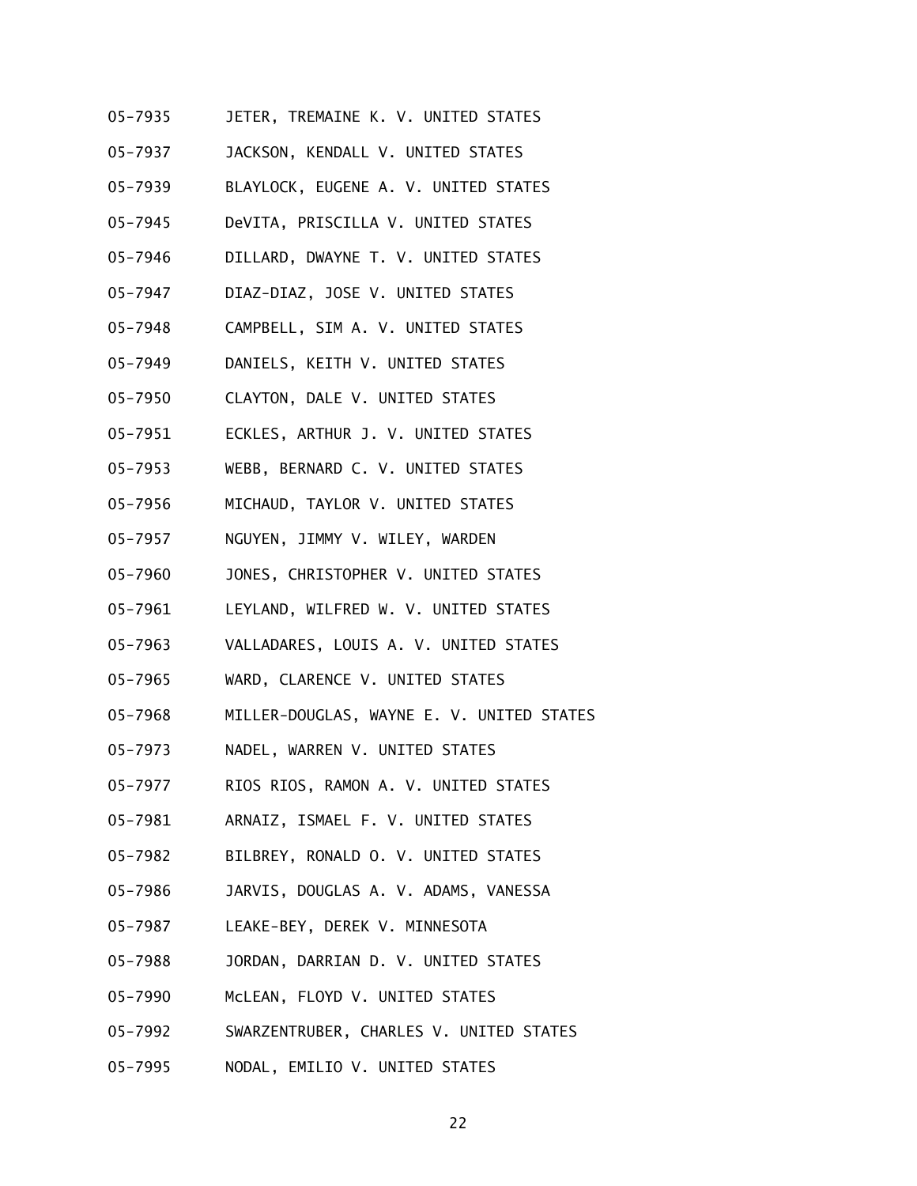05-7935 JETER, TREMAINE K. V. UNITED STATES

05-7937 JACKSON, KENDALL V. UNITED STATES

05-7939 BLAYLOCK, EUGENE A. V. UNITED STATES

05-7945 DeVITA, PRISCILLA V. UNITED STATES

05-7946 DILLARD, DWAYNE T. V. UNITED STATES

05-7947 DIAZ-DIAZ, JOSE V. UNITED STATES

05-7948 CAMPBELL, SIM A. V. UNITED STATES

05-7949 DANIELS, KEITH V. UNITED STATES

05-7950 CLAYTON, DALE V. UNITED STATES

05-7951 ECKLES, ARTHUR J. V. UNITED STATES

05-7953 WEBB, BERNARD C. V. UNITED STATES

05-7956 MICHAUD, TAYLOR V. UNITED STATES

05-7957 NGUYEN, JIMMY V. WILEY, WARDEN

05-7960 JONES, CHRISTOPHER V. UNITED STATES

05-7961 LEYLAND, WILFRED W. V. UNITED STATES

05-7963 VALLADARES, LOUIS A. V. UNITED STATES

05-7965 WARD, CLARENCE V. UNITED STATES

05-7968 MILLER-DOUGLAS, WAYNE E. V. UNITED STATES

05-7973 NADEL, WARREN V. UNITED STATES

05-7977 RIOS RIOS, RAMON A. V. UNITED STATES

05-7981 ARNAIZ, ISMAEL F. V. UNITED STATES

05-7982 BILBREY, RONALD O. V. UNITED STATES

05-7986 JARVIS, DOUGLAS A. V. ADAMS, VANESSA

05-7987 LEAKE-BEY, DEREK V. MINNESOTA

05-7988 JORDAN, DARRIAN D. V. UNITED STATES

05-7990 McLEAN, FLOYD V. UNITED STATES

05-7992 SWARZENTRUBER, CHARLES V. UNITED STATES

05-7995 NODAL, EMILIO V. UNITED STATES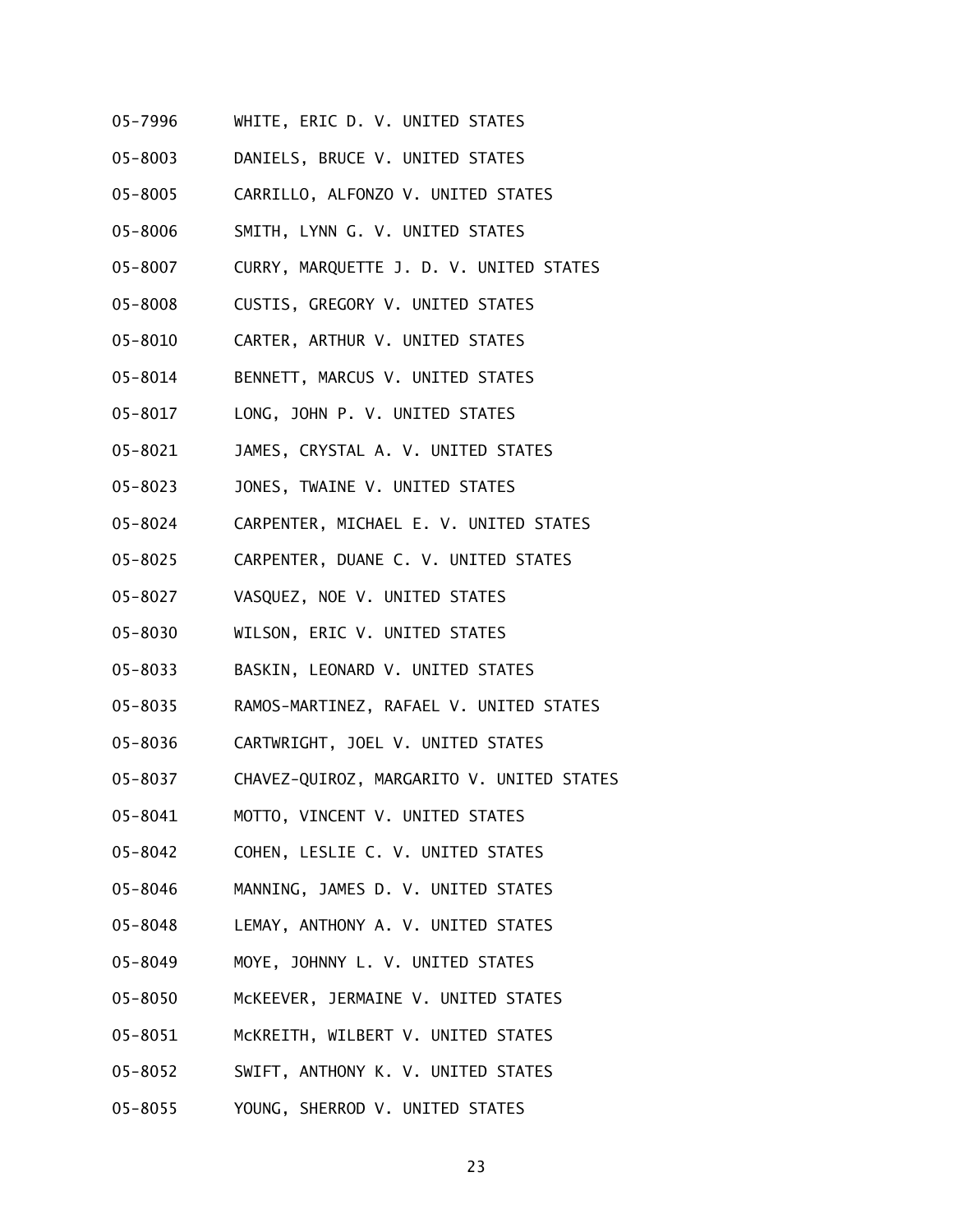05-7996 WHITE, ERIC D. V. UNITED STATES

05-8003 DANIELS, BRUCE V. UNITED STATES

05-8005 CARRILLO, ALFONZO V. UNITED STATES

05-8006 SMITH, LYNN G. V. UNITED STATES

05-8007 CURRY, MARQUETTE J. D. V. UNITED STATES

05-8008 CUSTIS, GREGORY V. UNITED STATES

05-8010 CARTER, ARTHUR V. UNITED STATES

05-8014 BENNETT, MARCUS V. UNITED STATES

05-8017 LONG, JOHN P. V. UNITED STATES

05-8021 JAMES, CRYSTAL A. V. UNITED STATES

05-8023 JONES, TWAINE V. UNITED STATES

05-8024 CARPENTER, MICHAEL E. V. UNITED STATES

05-8025 CARPENTER, DUANE C. V. UNITED STATES

05-8027 VASQUEZ, NOE V. UNITED STATES

05-8030 WILSON, ERIC V. UNITED STATES

05-8033 BASKIN, LEONARD V. UNITED STATES

05-8035 RAMOS-MARTINEZ, RAFAEL V. UNITED STATES

05-8036 CARTWRIGHT, JOEL V. UNITED STATES

05-8037 CHAVEZ-QUIROZ, MARGARITO V. UNITED STATES

05-8041 MOTTO, VINCENT V. UNITED STATES

05-8042 COHEN, LESLIE C. V. UNITED STATES

05-8046 MANNING, JAMES D. V. UNITED STATES

05-8048 LEMAY, ANTHONY A. V. UNITED STATES

05-8049 MOYE, JOHNNY L. V. UNITED STATES

05-8050 McKEEVER, JERMAINE V. UNITED STATES

05-8051 McKREITH, WILBERT V. UNITED STATES

05-8052 SWIFT, ANTHONY K. V. UNITED STATES

05-8055 YOUNG, SHERROD V. UNITED STATES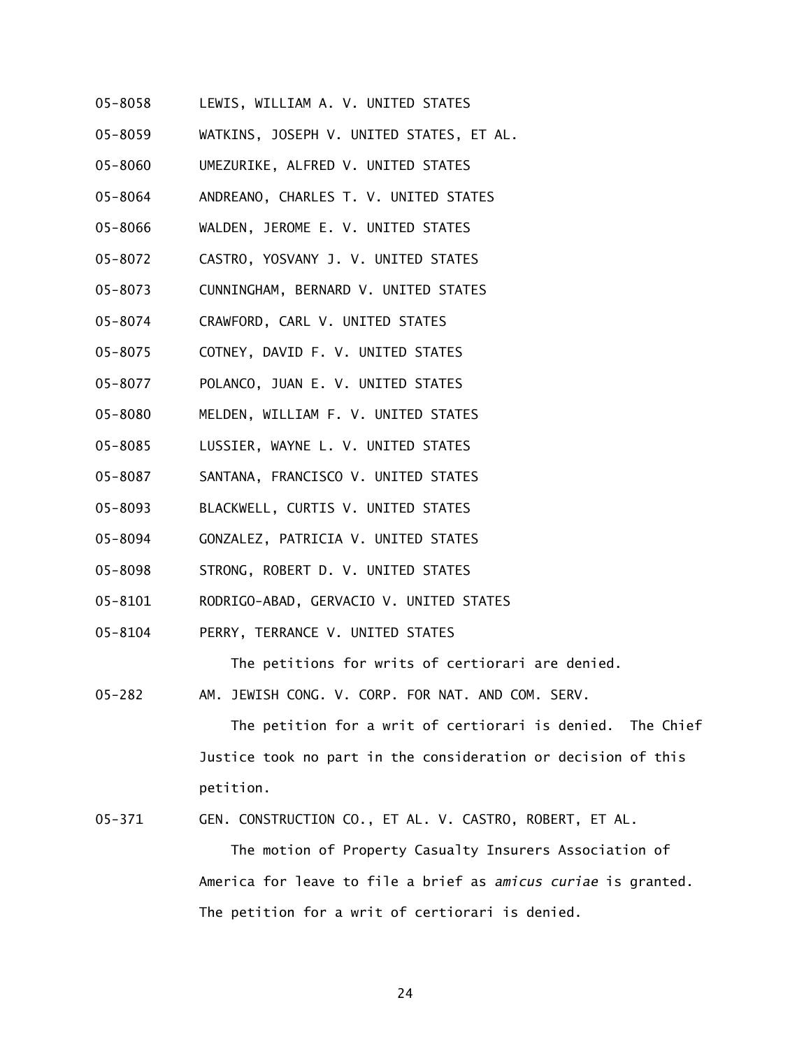05-8058 LEWIS, WILLIAM A. V. UNITED STATES

05-8059 WATKINS, JOSEPH V. UNITED STATES, ET AL.

05-8060 UMEZURIKE, ALFRED V. UNITED STATES

05-8064 ANDREANO, CHARLES T. V. UNITED STATES

05-8066 WALDEN, JEROME E. V. UNITED STATES

05-8072 CASTRO, YOSVANY J. V. UNITED STATES

05-8073 CUNNINGHAM, BERNARD V. UNITED STATES

05-8074 CRAWFORD, CARL V. UNITED STATES

05-8075 COTNEY, DAVID F. V. UNITED STATES

05-8077 POLANCO, JUAN E. V. UNITED STATES

05-8080 MELDEN, WILLIAM F. V. UNITED STATES

05-8085 LUSSIER, WAYNE L. V. UNITED STATES

05-8087 SANTANA, FRANCISCO V. UNITED STATES

05-8093 BLACKWELL, CURTIS V. UNITED STATES

05-8094 GONZALEZ, PATRICIA V. UNITED STATES

05-8098 STRONG, ROBERT D. V. UNITED STATES

05-8101 RODRIGO-ABAD, GERVACIO V. UNITED STATES

05-8104 PERRY, TERRANCE V. UNITED STATES

The petitions for writs of certiorari are denied.

05-282 AM. JEWISH CONG. V. CORP. FOR NAT. AND COM. SERV.

The petition for a writ of certiorari is denied. The Chief Justice took no part in the consideration or decision of this petition.

05-371 GEN. CONSTRUCTION CO., ET AL. V. CASTRO, ROBERT, ET AL.

The motion of Property Casualty Insurers Association of America for leave to file a brief as *amicus curiae* is granted. The petition for a writ of certiorari is denied.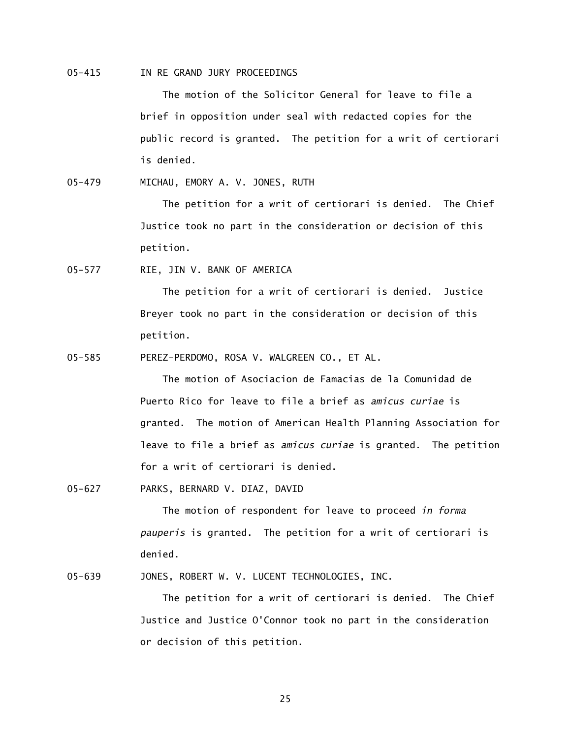05-415 IN RE GRAND JURY PROCEEDINGS

The motion of the Solicitor General for leave to file a brief in opposition under seal with redacted copies for the public record is granted. The petition for a writ of certiorari is denied.

05-479 MICHAU, EMORY A. V. JONES, RUTH

The petition for a writ of certiorari is denied. The Chief Justice took no part in the consideration or decision of this petition.

05-577 RIE, JIN V. BANK OF AMERICA

The petition for a writ of certiorari is denied. Justice Breyer took no part in the consideration or decision of this petition.

05-585 PEREZ-PERDOMO, ROSA V. WALGREEN CO., ET AL.

The motion of Asociacion de Famacias de la Comunidad de Puerto Rico for leave to file a brief as *amicus curiae* is granted. The motion of American Health Planning Association for leave to file a brief as *amicus curiae* is granted. The petition for a writ of certiorari is denied.

05-627 PARKS, BERNARD V. DIAZ, DAVID

The motion of respondent for leave to proceed *in forma pauperis* is granted. The petition for a writ of certiorari is denied.

05-639 JONES, ROBERT W. V. LUCENT TECHNOLOGIES, INC.

The petition for a writ of certiorari is denied. The Chief Justice and Justice O'Connor took no part in the consideration or decision of this petition.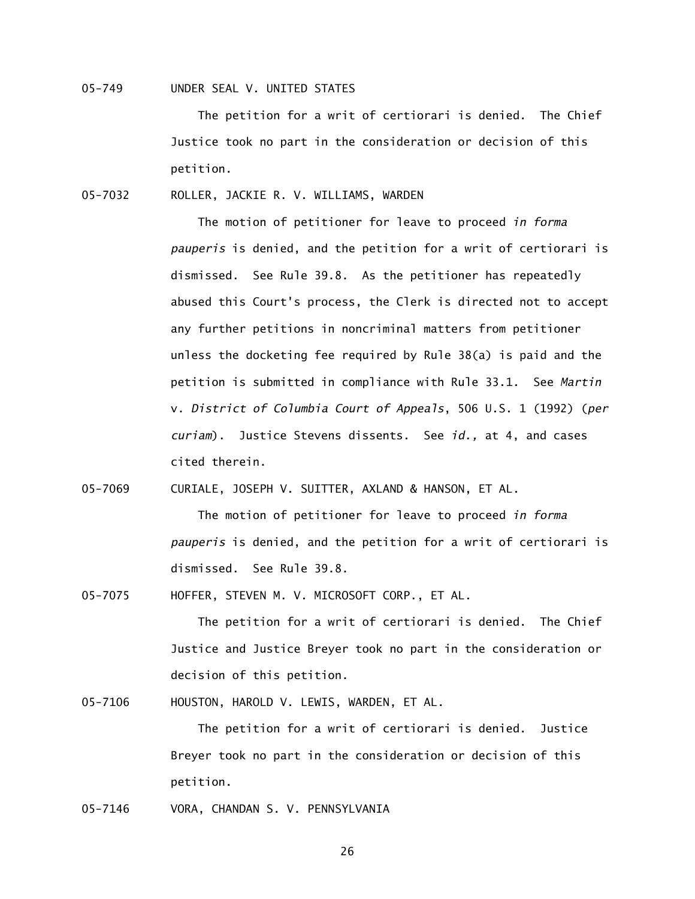05-749 UNDER SEAL V. UNITED STATES

The petition for a writ of certiorari is denied. The Chief Justice took no part in the consideration or decision of this petition.

05-7032 ROLLER, JACKIE R. V. WILLIAMS, WARDEN

The motion of petitioner for leave to proceed *in forma pauperis* is denied, and the petition for a writ of certiorari is dismissed. See Rule 39.8. As the petitioner has repeatedly abused this Court's process, the Clerk is directed not to accept any further petitions in noncriminal matters from petitioner unless the docketing fee required by Rule 38(a) is paid and the petition is submitted in compliance with Rule 33.1. See *Martin* v. *District of Columbia Court of Appeals*, 506 U.S. 1 (1992) (*per curiam*). Justice Stevens dissents. See *id.,* at 4, and cases cited therein.

05-7069 CURIALE, JOSEPH V. SUITTER, AXLAND & HANSON, ET AL.

The motion of petitioner for leave to proceed *in forma pauperis* is denied, and the petition for a writ of certiorari is dismissed. See Rule 39.8.

05-7075 HOFFER, STEVEN M. V. MICROSOFT CORP., ET AL.

The petition for a writ of certiorari is denied. The Chief Justice and Justice Breyer took no part in the consideration or decision of this petition.

05-7106 HOUSTON, HAROLD V. LEWIS, WARDEN, ET AL.

The petition for a writ of certiorari is denied. Justice Breyer took no part in the consideration or decision of this petition.

05-7146 VORA, CHANDAN S. V. PENNSYLVANIA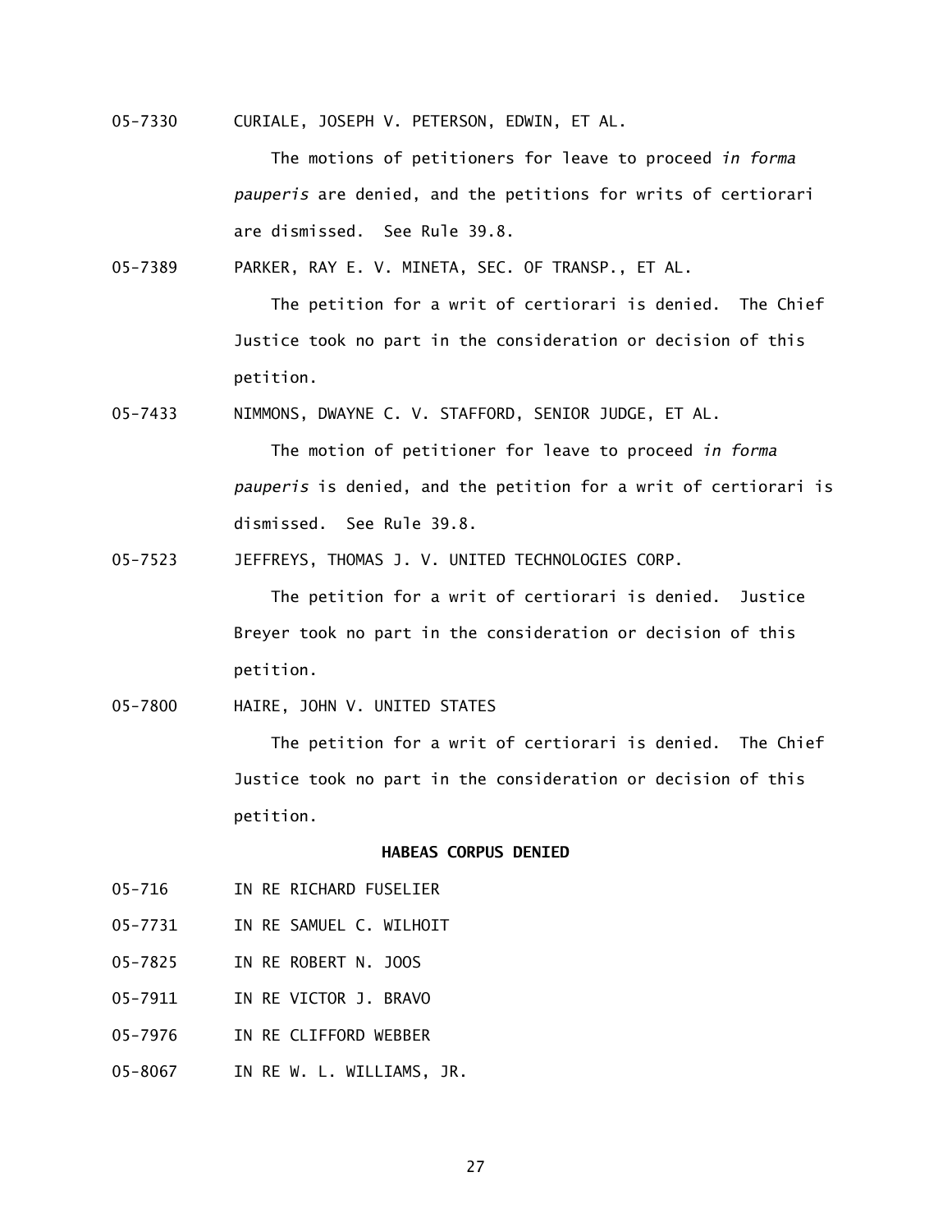05-7330 CURIALE, JOSEPH V. PETERSON, EDWIN, ET AL.

The motions of petitioners for leave to proceed *in forma pauperis* are denied, and the petitions for writs of certiorari are dismissed. See Rule 39.8.

05-7389 PARKER, RAY E. V. MINETA, SEC. OF TRANSP., ET AL.

The petition for a writ of certiorari is denied. The Chief Justice took no part in the consideration or decision of this petition.

05-7433 NIMMONS, DWAYNE C. V. STAFFORD, SENIOR JUDGE, ET AL.

The motion of petitioner for leave to proceed *in forma pauperis* is denied, and the petition for a writ of certiorari is dismissed. See Rule 39.8.

05-7523 JEFFREYS, THOMAS J. V. UNITED TECHNOLOGIES CORP.

The petition for a writ of certiorari is denied. Justice Breyer took no part in the consideration or decision of this petition.

05-7800 HAIRE, JOHN V. UNITED STATES

The petition for a writ of certiorari is denied. The Chief Justice took no part in the consideration or decision of this petition.

**HABEAS CORPUS DENIED**

05-716 IN RE RICHARD FUSELIER

05-7731 IN RE SAMUEL C. WILHOIT

05-7825 IN RE ROBERT N. JOOS

05-7911 IN RE VICTOR J. BRAVO

05-7976 IN RE CLIFFORD WEBBER

05-8067 IN RE W. L. WILLIAMS, JR.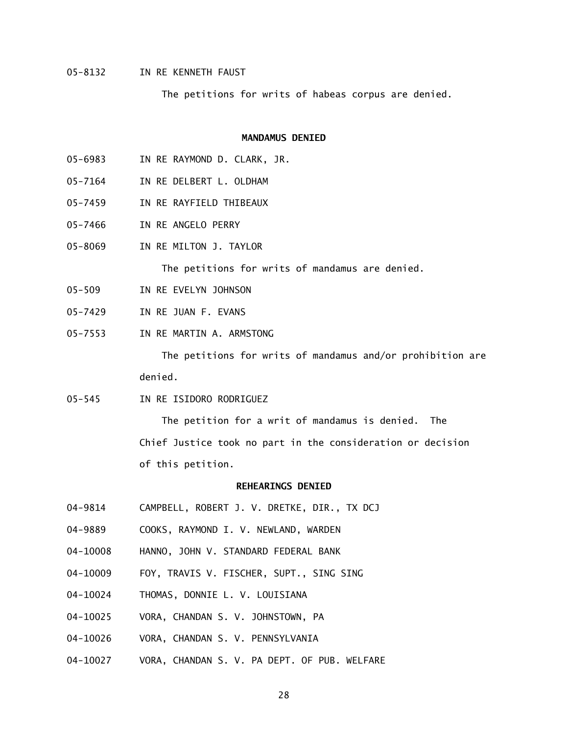05-8132 IN RE KENNETH FAUST

The petitions for writs of habeas corpus are denied.

**MANDAMUS DENIED**

05-6983 IN RE RAYMOND D. CLARK, JR.

05-7164 IN RE DELBERT L. OLDHAM

05-7459 IN RE RAYFIELD THIBEAUX

05-7466 IN RE ANGELO PERRY

05-8069 IN RE MILTON J. TAYLOR

The petitions for writs of mandamus are denied.

05-509 IN RE EVELYN JOHNSON

05-7429 IN RE JUAN F. EVANS

05-7553 IN RE MARTIN A. ARMSTONG

The petitions for writs of mandamus and/or prohibition are denied.

05-545 IN RE ISIDORO RODRIGUEZ

The petition for a writ of mandamus is denied. The Chief Justice took no part in the consideration or decision of this petition.

**REHEARINGS DENIED**

04-9814 CAMPBELL, ROBERT J. V. DRETKE, DIR., TX DCJ

04-9889 COOKS, RAYMOND I. V. NEWLAND, WARDEN

04-10008 HANNO, JOHN V. STANDARD FEDERAL BANK

04-10009 FOY, TRAVIS V. FISCHER, SUPT., SING SING

04-10024 THOMAS, DONNIE L. V. LOUISIANA

04-10025 VORA, CHANDAN S. V. JOHNSTOWN, PA

04-10026 VORA, CHANDAN S. V. PENNSYLVANIA

04-10027 VORA, CHANDAN S. V. PA DEPT. OF PUB. WELFARE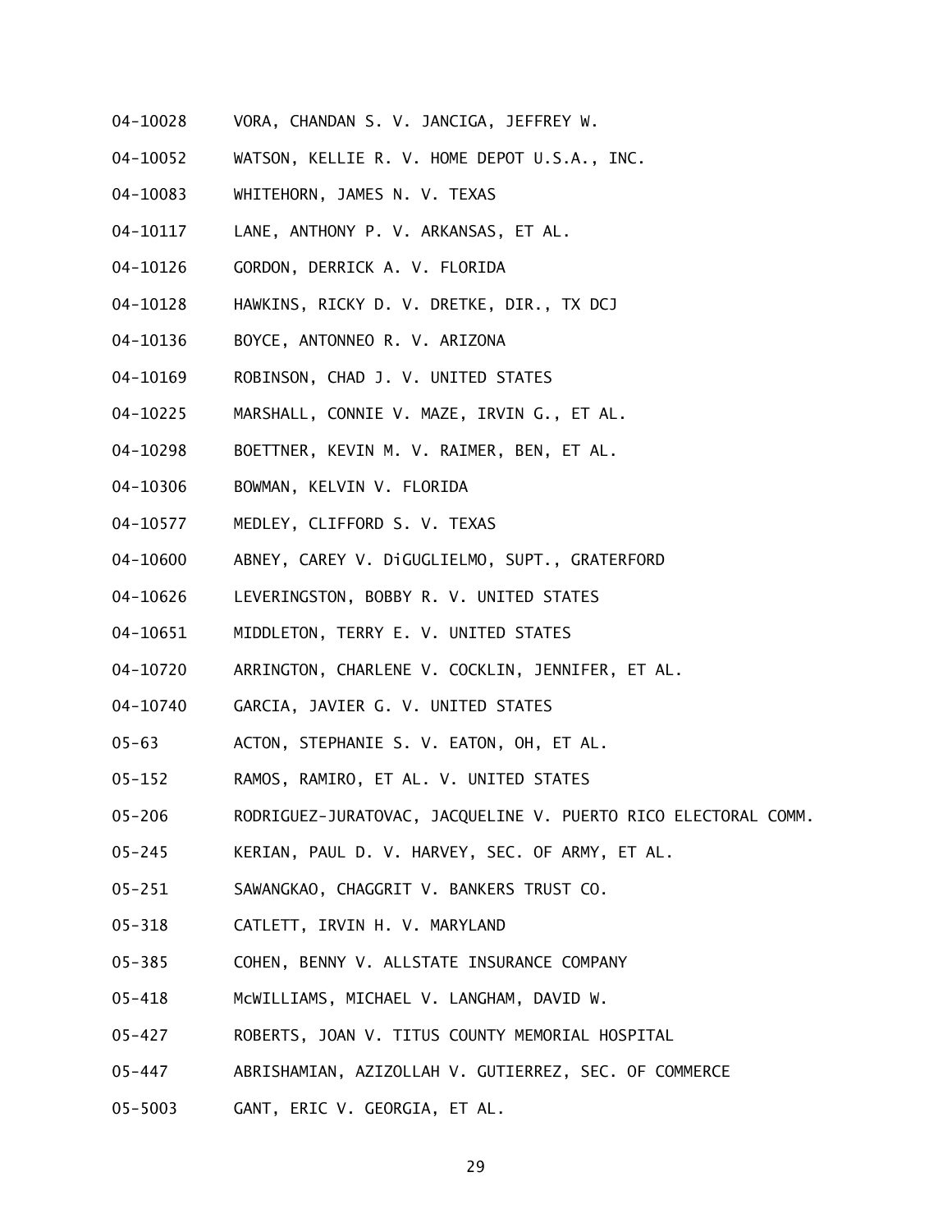04-10028 VORA, CHANDAN S. V. JANCIGA, JEFFREY W.

04-10052 WATSON, KELLIE R. V. HOME DEPOT U.S.A., INC.

04-10083 WHITEHORN, JAMES N. V. TEXAS

04-10117 LANE, ANTHONY P. V. ARKANSAS, ET AL.

04-10126 GORDON, DERRICK A. V. FLORIDA

04-10128 HAWKINS, RICKY D. V. DRETKE, DIR., TX DCJ

04-10136 BOYCE, ANTONNEO R. V. ARIZONA

04-10169 ROBINSON, CHAD J. V. UNITED STATES

04-10225 MARSHALL, CONNIE V. MAZE, IRVIN G., ET AL.

04-10298 BOETTNER, KEVIN M. V. RAIMER, BEN, ET AL.

04-10306 BOWMAN, KELVIN V. FLORIDA

04-10577 MEDLEY, CLIFFORD S. V. TEXAS

04-10600 ABNEY, CAREY V. DiGUGLIELMO, SUPT., GRATERFORD

04-10626 LEVERINGSTON, BOBBY R. V. UNITED STATES

04-10651 MIDDLETON, TERRY E. V. UNITED STATES

04-10720 ARRINGTON, CHARLENE V. COCKLIN, JENNIFER, ET AL.

04-10740 GARCIA, JAVIER G. V. UNITED STATES

05-63 ACTON, STEPHANIE S. V. EATON, OH, ET AL.

05-152 RAMOS, RAMIRO, ET AL. V. UNITED STATES

05-206 RODRIGUEZ-JURATOVAC, JACQUELINE V. PUERTO RICO ELECTORAL COMM.

05-245 KERIAN, PAUL D. V. HARVEY, SEC. OF ARMY, ET AL.

05-251 SAWANGKAO, CHAGGRIT V. BANKERS TRUST CO.

05-318 CATLETT, IRVIN H. V. MARYLAND

05-385 COHEN, BENNY V. ALLSTATE INSURANCE COMPANY

05-418 McWILLIAMS, MICHAEL V. LANGHAM, DAVID W.

05-427 ROBERTS, JOAN V. TITUS COUNTY MEMORIAL HOSPITAL

05-447 ABRISHAMIAN, AZIZOLLAH V. GUTIERREZ, SEC. OF COMMERCE

05-5003 GANT, ERIC V. GEORGIA, ET AL.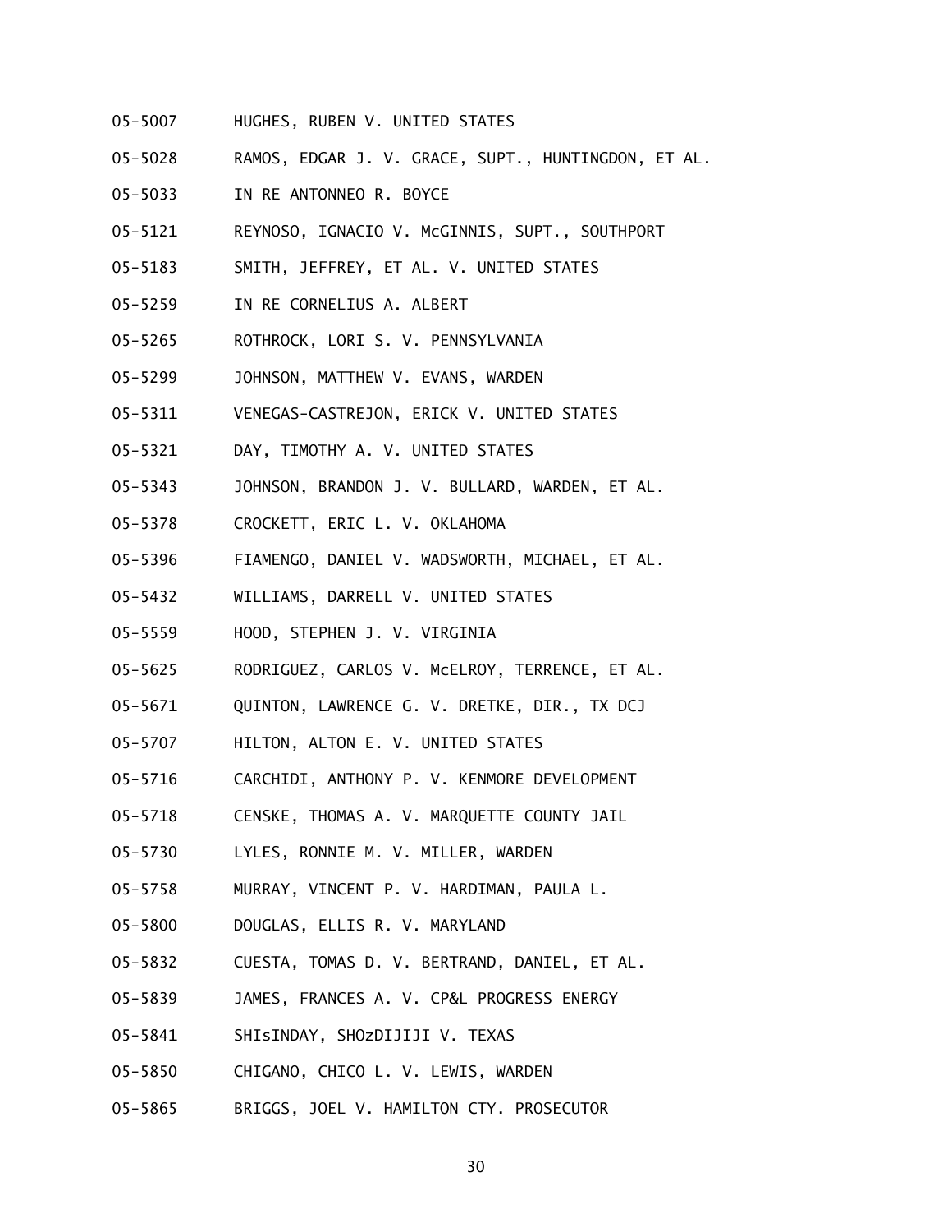05-5007 HUGHES, RUBEN V. UNITED STATES

05-5028 RAMOS, EDGAR J. V. GRACE, SUPT., HUNTINGDON, ET AL.

05-5033 IN RE ANTONNEO R. BOYCE

05-5121 REYNOSO, IGNACIO V. McGINNIS, SUPT., SOUTHPORT

05-5183 SMITH, JEFFREY, ET AL. V. UNITED STATES

05-5259 IN RE CORNELIUS A. ALBERT

05-5265 ROTHROCK, LORI S. V. PENNSYLVANIA

05-5299 JOHNSON, MATTHEW V. EVANS, WARDEN

05-5311 VENEGAS-CASTREJON, ERICK V. UNITED STATES

05-5321 DAY, TIMOTHY A. V. UNITED STATES

05-5343 JOHNSON, BRANDON J. V. BULLARD, WARDEN, ET AL.

05-5378 CROCKETT, ERIC L. V. OKLAHOMA

05-5396 FIAMENGO, DANIEL V. WADSWORTH, MICHAEL, ET AL.

05-5432 WILLIAMS, DARRELL V. UNITED STATES

05-5559 HOOD, STEPHEN J. V. VIRGINIA

05-5625 RODRIGUEZ, CARLOS V. McELROY, TERRENCE, ET AL.

05-5671 QUINTON, LAWRENCE G. V. DRETKE, DIR., TX DCJ

05-5707 HILTON, ALTON E. V. UNITED STATES

05-5716 CARCHIDI, ANTHONY P. V. KENMORE DEVELOPMENT

05-5718 CENSKE, THOMAS A. V. MARQUETTE COUNTY JAIL

05-5730 LYLES, RONNIE M. V. MILLER, WARDEN

05-5758 MURRAY, VINCENT P. V. HARDIMAN, PAULA L.

05-5800 DOUGLAS, ELLIS R. V. MARYLAND

05-5832 CUESTA, TOMAS D. V. BERTRAND, DANIEL, ET AL.

05-5839 JAMES, FRANCES A. V. CP&L PROGRESS ENERGY

05-5841 SHIsINDAY, SHOzDIJIJI V. TEXAS

05-5850 CHIGANO, CHICO L. V. LEWIS, WARDEN

05-5865 BRIGGS, JOEL V. HAMILTON CTY. PROSECUTOR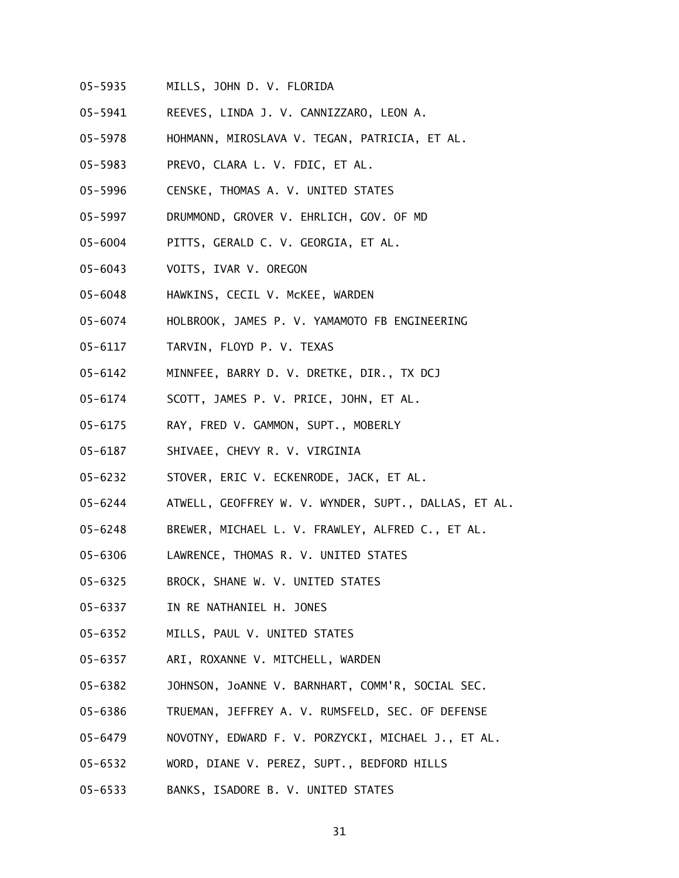05-5935 MILLS, JOHN D. V. FLORIDA

05-5941 REEVES, LINDA J. V. CANNIZZARO, LEON A.

05-5978 HOHMANN, MIROSLAVA V. TEGAN, PATRICIA, ET AL.

05-5983 PREVO, CLARA L. V. FDIC, ET AL.

05-5996 CENSKE, THOMAS A. V. UNITED STATES

05-5997 DRUMMOND, GROVER V. EHRLICH, GOV. OF MD

05-6004 PITTS, GERALD C. V. GEORGIA, ET AL.

05-6043 VOITS, IVAR V. OREGON

05-6048 HAWKINS, CECIL V. McKEE, WARDEN

05-6074 HOLBROOK, JAMES P. V. YAMAMOTO FB ENGINEERING

05-6117 TARVIN, FLOYD P. V. TEXAS

05-6142 MINNFEE, BARRY D. V. DRETKE, DIR., TX DCJ

05-6174 SCOTT, JAMES P. V. PRICE, JOHN, ET AL.

05-6175 RAY, FRED V. GAMMON, SUPT., MOBERLY

05-6187 SHIVAEE, CHEVY R. V. VIRGINIA

05-6232 STOVER, ERIC V. ECKENRODE, JACK, ET AL.

05-6244 ATWELL, GEOFFREY W. V. WYNDER, SUPT., DALLAS, ET AL.

05-6248 BREWER, MICHAEL L. V. FRAWLEY, ALFRED C., ET AL.

05-6306 LAWRENCE, THOMAS R. V. UNITED STATES

05-6325 BROCK, SHANE W. V. UNITED STATES

05-6337 IN RE NATHANIEL H. JONES

05-6352 MILLS, PAUL V. UNITED STATES

05-6357 ARI, ROXANNE V. MITCHELL, WARDEN

05-6382 JOHNSON, JoANNE V. BARNHART, COMM'R, SOCIAL SEC.

05-6386 TRUEMAN, JEFFREY A. V. RUMSFELD, SEC. OF DEFENSE

05-6479 NOVOTNY, EDWARD F. V. PORZYCKI, MICHAEL J., ET AL.

05-6532 WORD, DIANE V. PEREZ, SUPT., BEDFORD HILLS

05-6533 BANKS, ISADORE B. V. UNITED STATES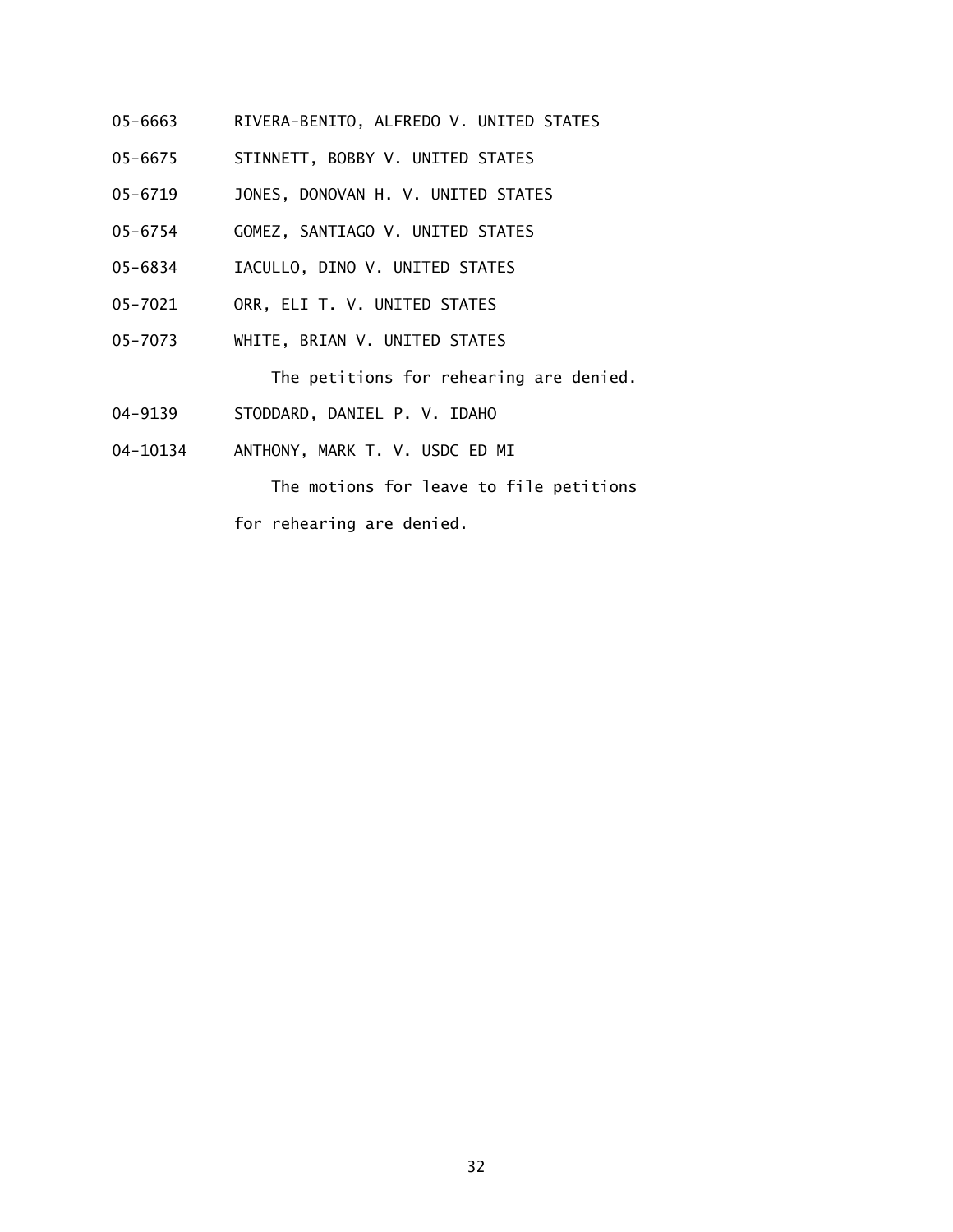05-6663 RIVERA-BENITO, ALFREDO V. UNITED STATES

05-6675 STINNETT, BOBBY V. UNITED STATES

05-6719 JONES, DONOVAN H. V. UNITED STATES

05-6754 GOMEZ, SANTIAGO V. UNITED STATES

05-6834 IACULLO, DINO V. UNITED STATES

05-7021 ORR, ELI T. V. UNITED STATES

05-7073 WHITE, BRIAN V. UNITED STATES

The petitions for rehearing are denied.

04-9139 STODDARD, DANIEL P. V. IDAHO

04-10134 ANTHONY, MARK T. V. USDC ED MI

The motions for leave to file petitions for rehearing are denied.